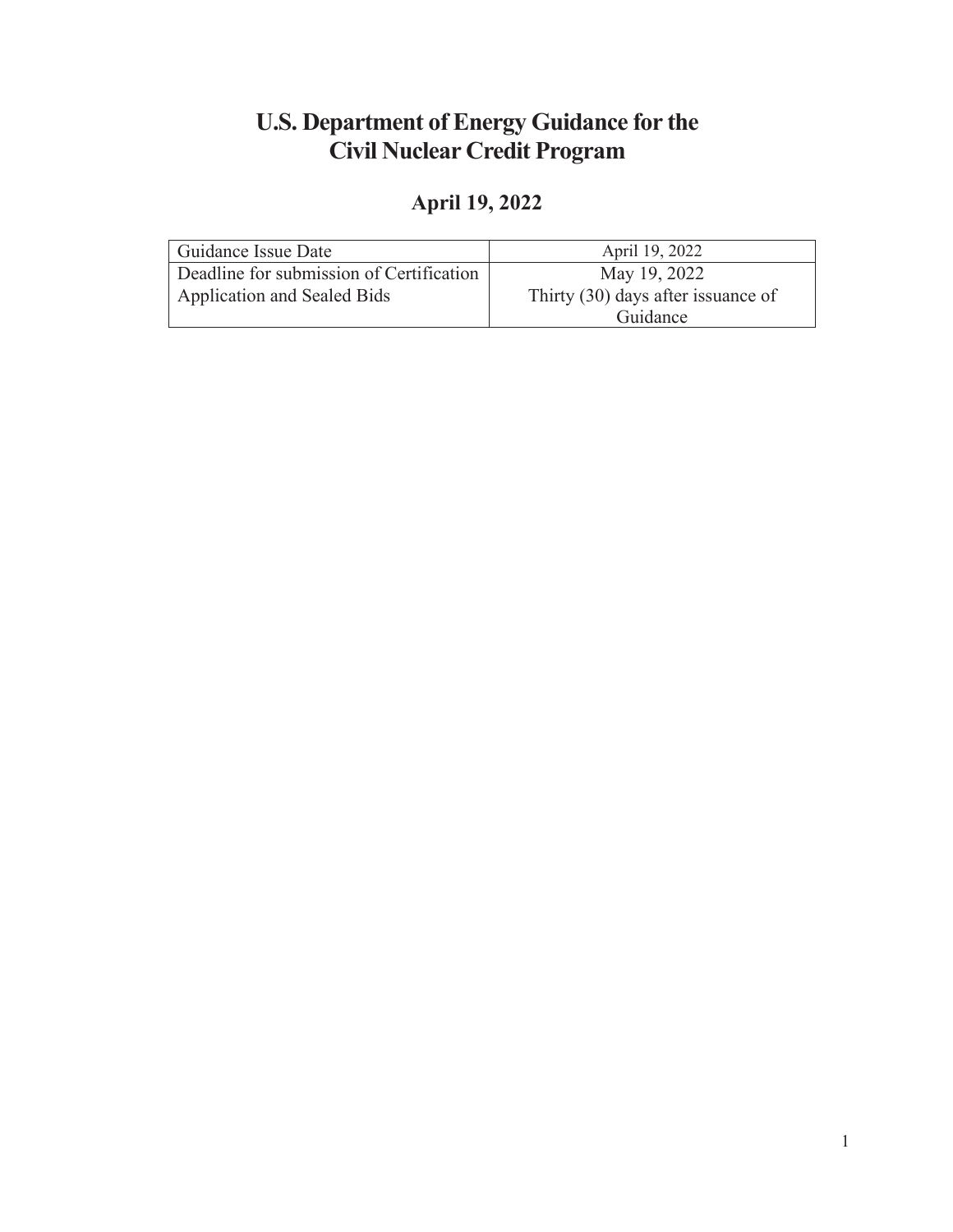# U.S. Department of Energy Guidance for the Civil Nuclear Credit Program

## April 19, 2022

| Guidance Issue Date | April 19, 2022 |
|---|---|
| Deadline for submission of Certification Application and Sealed Bids | May 19, 2022<br>Thirty (30) days after issuance of Guidance |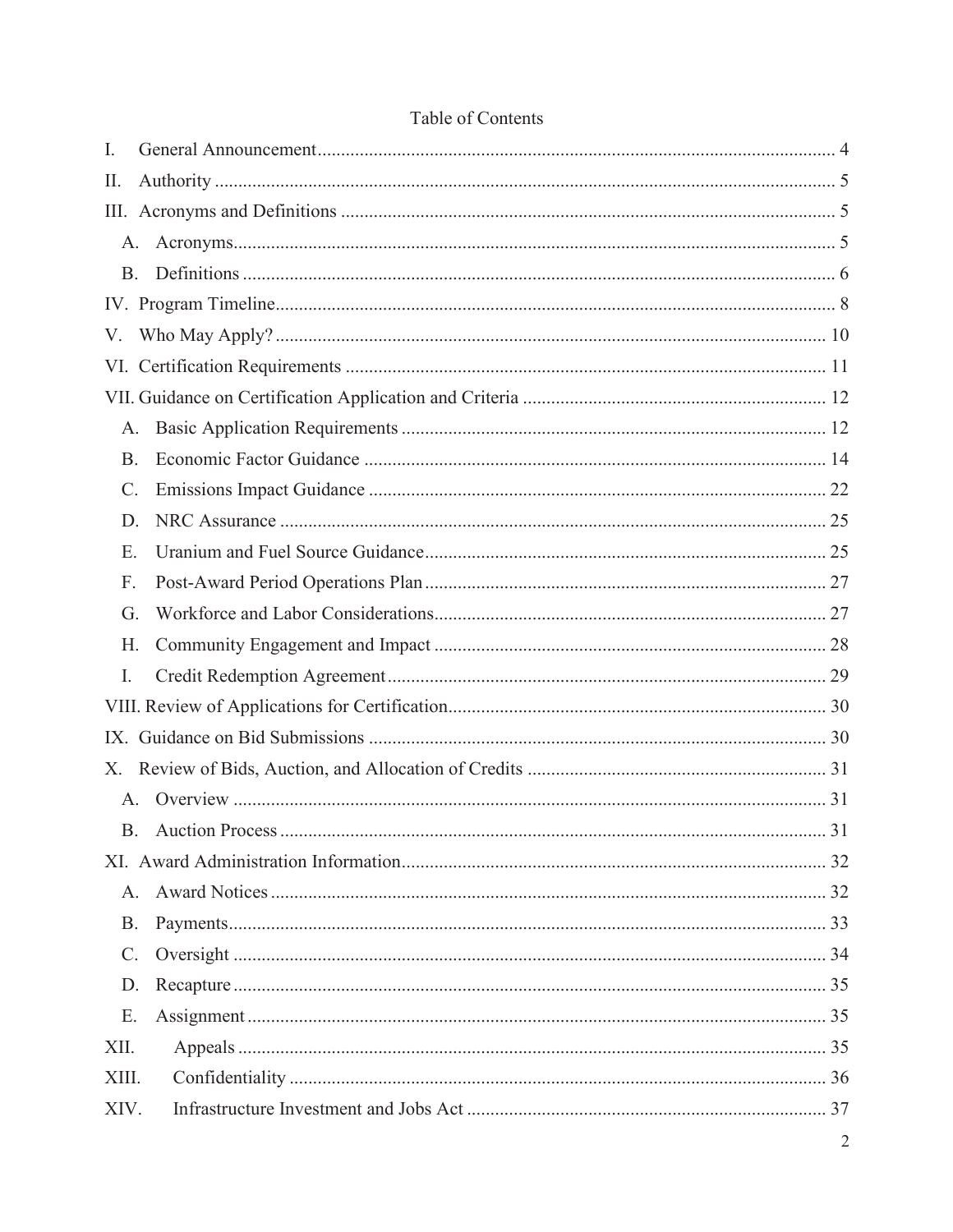# Table of Contents

I. General Announcement ........ 4

II. Authority ........ 5

III. Acronyms and Definitions ........ 5

- A. Acronyms ........ 5
- B. Definitions ........ 6

IV. Program Timeline ........ 8

V. Who May Apply? ........ 10

VI. Certification Requirements ........ 11

VII. Guidance on Certification Application and Criteria ........ 12

- A. Basic Application Requirements ........ 12
- B. Economic Factor Guidance ........ 14
- C. Emissions Impact Guidance ........ 22
- D. NRC Assurance ........ 25
- E. Uranium and Fuel Source Guidance ........ 25
- F. Post-Award Period Operations Plan ........ 27
- G. Workforce and Labor Considerations ........ 27
- H. Community Engagement and Impact ........ 28
- I. Credit Redemption Agreement ........ 29

VIII. Review of Applications for Certification ........ 30

IX. Guidance on Bid Submissions ........ 30

X. Review of Bids, Auction, and Allocation of Credits ........ 31

- A. Overview ........ 31
- B. Auction Process ........ 31

XI. Award Administration Information ........ 32

- A. Award Notices ........ 32
- B. Payments ........ 33
- C. Oversight ........ 34
- D. Recapture ........ 35
- E. Assignment ........ 35

XII. Appeals ........ 35

XIII. Confidentiality ........ 36

XIV. Infrastructure Investment and Jobs Act ........ 37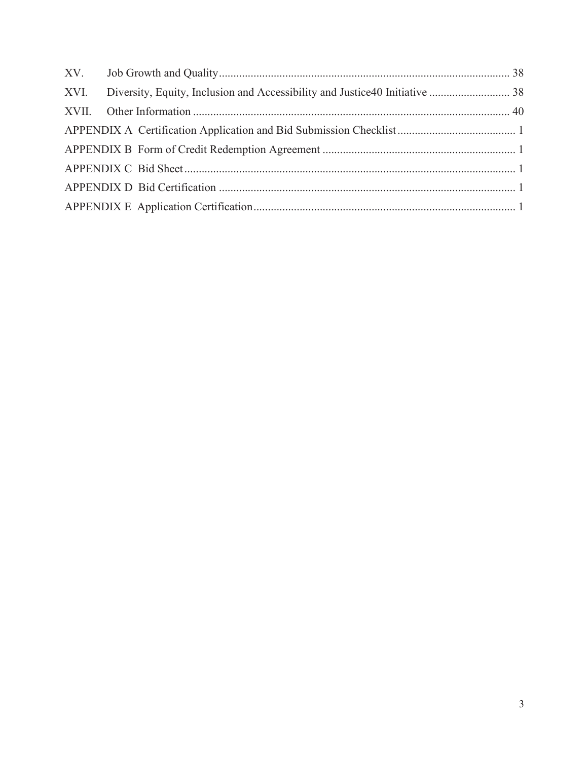XV. Job Growth and Quality ........................................................................................ 38

XVI. Diversity, Equity, Inclusion and Accessibility and Justice40 Initiative ............................ 38

XVII. Other Information ................................................................................................ 40

APPENDIX A Certification Application and Bid Submission Checklist ......................................... 1

APPENDIX B Form of Credit Redemption Agreement ................................................................... 1

APPENDIX C Bid Sheet ................................................................................................................ 1

APPENDIX D Bid Certification ...................................................................................................... 1

APPENDIX E Application Certification ......................................................................................... 1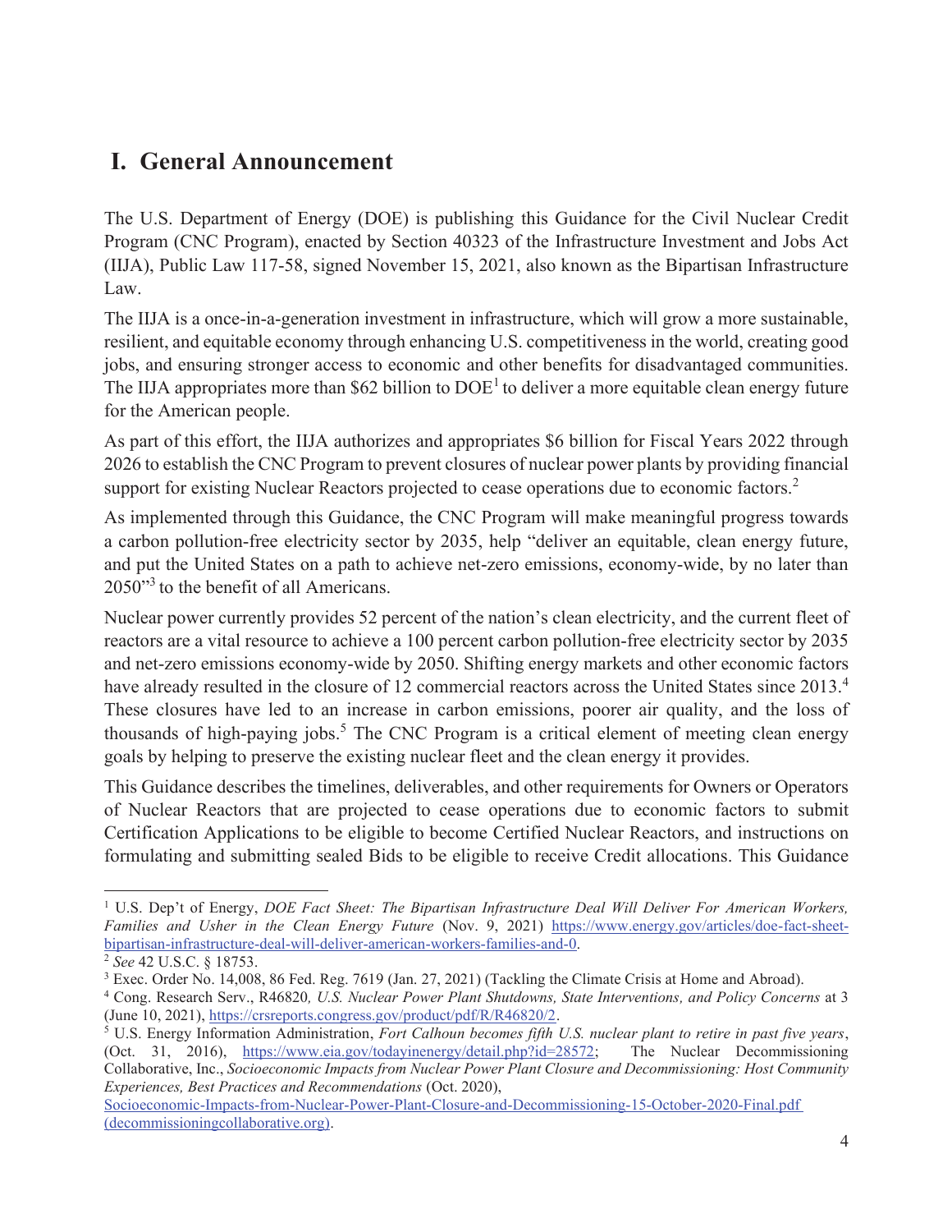# I. General Announcement

The U.S. Department of Energy (DOE) is publishing this Guidance for the Civil Nuclear Credit Program (CNC Program), enacted by Section 40323 of the Infrastructure Investment and Jobs Act (IIJA), Public Law 117-58, signed November 15, 2021, also known as the Bipartisan Infrastructure Law.

The IIJA is a once-in-a-generation investment in infrastructure, which will grow a more sustainable, resilient, and equitable economy through enhancing U.S. competitiveness in the world, creating good jobs, and ensuring stronger access to economic and other benefits for disadvantaged communities. The IIJA appropriates more than $62 billion to DOE[1] to deliver a more equitable clean energy future for the American people.

As part of this effort, the IIJA authorizes and appropriates $6 billion for Fiscal Years 2022 through 2026 to establish the CNC Program to prevent closures of nuclear power plants by providing financial support for existing Nuclear Reactors projected to cease operations due to economic factors.[2]

As implemented through this Guidance, the CNC Program will make meaningful progress towards a carbon pollution-free electricity sector by 2035, help "deliver an equitable, clean energy future, and put the United States on a path to achieve net-zero emissions, economy-wide, by no later than 2050"[3] to the benefit of all Americans.

Nuclear power currently provides 52 percent of the nation's clean electricity, and the current fleet of reactors are a vital resource to achieve a 100 percent carbon pollution-free electricity sector by 2035 and net-zero emissions economy-wide by 2050. Shifting energy markets and other economic factors have already resulted in the closure of 12 commercial reactors across the United States since 2013.[4] These closures have led to an increase in carbon emissions, poorer air quality, and the loss of thousands of high-paying jobs.[5] The CNC Program is a critical element of meeting clean energy goals by helping to preserve the existing nuclear fleet and the clean energy it provides.

This Guidance describes the timelines, deliverables, and other requirements for Owners or Operators of Nuclear Reactors that are projected to cease operations due to economic factors to submit Certification Applications to be eligible to become Certified Nuclear Reactors, and instructions on formulating and submitting sealed Bids to be eligible to receive Credit allocations. This Guidance

---

[1] U.S. Dep't of Energy, *DOE Fact Sheet: The Bipartisan Infrastructure Deal Will Deliver For American Workers, Families and Usher in the Clean Energy Future* (Nov. 9, 2021) https://www.energy.gov/articles/doe-fact-sheet-bipartisan-infrastructure-deal-will-deliver-american-workers-families-and-0.

[2] *See* 42 U.S.C. § 18753.

[3] Exec. Order No. 14,008, 86 Fed. Reg. 7619 (Jan. 27, 2021) (Tackling the Climate Crisis at Home and Abroad).

[4] Cong. Research Serv., R46820*, U.S. Nuclear Power Plant Shutdowns, State Interventions, and Policy Concerns* at 3 (June 10, 2021), https://crsreports.congress.gov/product/pdf/R/R46820/2.

[5] U.S. Energy Information Administration, *Fort Calhoun becomes fifth U.S. nuclear plant to retire in past five years*, (Oct. 31, 2016), https://www.eia.gov/todayinenergy/detail.php?id=28572; The Nuclear Decommissioning Collaborative, Inc., *Socioeconomic Impacts from Nuclear Power Plant Closure and Decommissioning: Host Community Experiences, Best Practices and Recommendations* (Oct. 2020), Socioeconomic-Impacts-from-Nuclear-Power-Plant-Closure-and-Decommissioning-15-October-2020-Final.pdf (decommissioningcollaborative.org).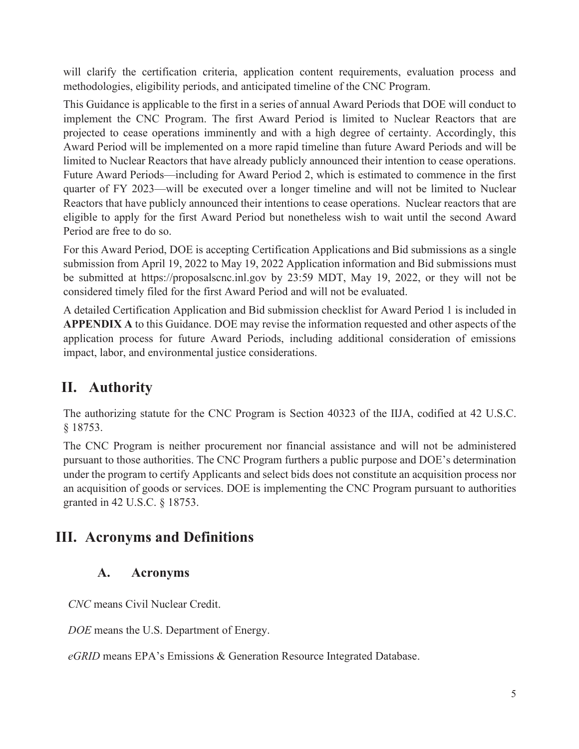will clarify the certification criteria, application content requirements, evaluation process and methodologies, eligibility periods, and anticipated timeline of the CNC Program.

This Guidance is applicable to the first in a series of annual Award Periods that DOE will conduct to implement the CNC Program. The first Award Period is limited to Nuclear Reactors that are projected to cease operations imminently and with a high degree of certainty. Accordingly, this Award Period will be implemented on a more rapid timeline than future Award Periods and will be limited to Nuclear Reactors that have already publicly announced their intention to cease operations. Future Award Periods—including for Award Period 2, which is estimated to commence in the first quarter of FY 2023—will be executed over a longer timeline and will not be limited to Nuclear Reactors that have publicly announced their intentions to cease operations. Nuclear reactors that are eligible to apply for the first Award Period but nonetheless wish to wait until the second Award Period are free to do so.

For this Award Period, DOE is accepting Certification Applications and Bid submissions as a single submission from April 19, 2022 to May 19, 2022 Application information and Bid submissions must be submitted at https://proposalscnc.inl.gov by 23:59 MDT, May 19, 2022, or they will not be considered timely filed for the first Award Period and will not be evaluated.

A detailed Certification Application and Bid submission checklist for Award Period 1 is included in **APPENDIX A** to this Guidance. DOE may revise the information requested and other aspects of the application process for future Award Periods, including additional consideration of emissions impact, labor, and environmental justice considerations.

# II. Authority

The authorizing statute for the CNC Program is Section 40323 of the IIJA, codified at 42 U.S.C. § 18753.

The CNC Program is neither procurement nor financial assistance and will not be administered pursuant to those authorities. The CNC Program furthers a public purpose and DOE's determination under the program to certify Applicants and select bids does not constitute an acquisition process nor an acquisition of goods or services. DOE is implementing the CNC Program pursuant to authorities granted in 42 U.S.C. § 18753.

# III. Acronyms and Definitions

## A. Acronyms

*CNC* means Civil Nuclear Credit.

*DOE* means the U.S. Department of Energy.

*eGRID* means EPA's Emissions & Generation Resource Integrated Database.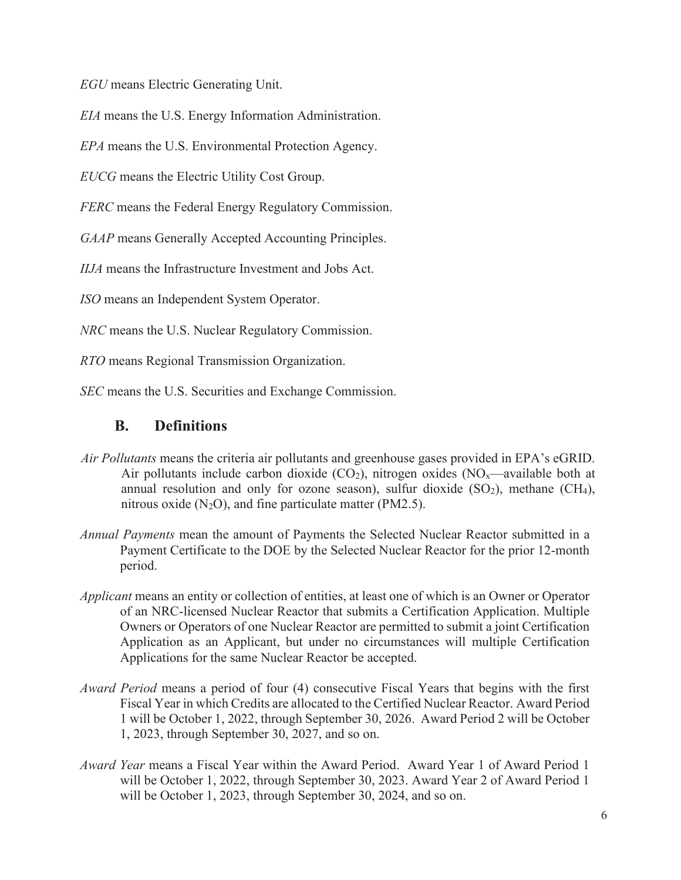*EGU* means Electric Generating Unit.

*EIA* means the U.S. Energy Information Administration.

*EPA* means the U.S. Environmental Protection Agency.

*EUCG* means the Electric Utility Cost Group.

*FERC* means the Federal Energy Regulatory Commission.

*GAAP* means Generally Accepted Accounting Principles.

*IIJA* means the Infrastructure Investment and Jobs Act.

*ISO* means an Independent System Operator.

*NRC* means the U.S. Nuclear Regulatory Commission.

*RTO* means Regional Transmission Organization.

*SEC* means the U.S. Securities and Exchange Commission.

## B. Definitions

*Air Pollutants* means the criteria air pollutants and greenhouse gases provided in EPA's eGRID. Air pollutants include carbon dioxide ($CO_2$), nitrogen oxides ($NO_x$—available both at annual resolution and only for ozone season), sulfur dioxide ($SO_2$), methane ($CH_4$), nitrous oxide ($N_2O$), and fine particulate matter (PM2.5).

*Annual Payments* mean the amount of Payments the Selected Nuclear Reactor submitted in a Payment Certificate to the DOE by the Selected Nuclear Reactor for the prior 12-month period.

*Applicant* means an entity or collection of entities, at least one of which is an Owner or Operator of an NRC-licensed Nuclear Reactor that submits a Certification Application. Multiple Owners or Operators of one Nuclear Reactor are permitted to submit a joint Certification Application as an Applicant, but under no circumstances will multiple Certification Applications for the same Nuclear Reactor be accepted.

*Award Period* means a period of four (4) consecutive Fiscal Years that begins with the first Fiscal Year in which Credits are allocated to the Certified Nuclear Reactor. Award Period 1 will be October 1, 2022, through September 30, 2026. Award Period 2 will be October 1, 2023, through September 30, 2027, and so on.

*Award Year* means a Fiscal Year within the Award Period. Award Year 1 of Award Period 1 will be October 1, 2022, through September 30, 2023. Award Year 2 of Award Period 1 will be October 1, 2023, through September 30, 2024, and so on.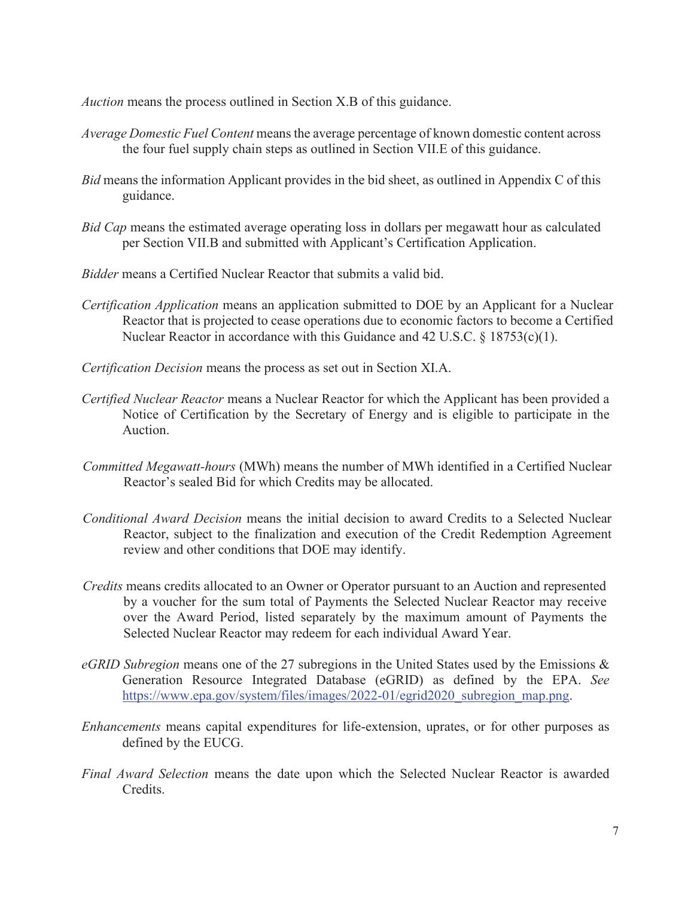*Auction* means the process outlined in Section X.B of this guidance.

*Average Domestic Fuel Content* means the average percentage of known domestic content across the four fuel supply chain steps as outlined in Section VII.E of this guidance.

*Bid* means the information Applicant provides in the bid sheet, as outlined in Appendix C of this guidance.

*Bid Cap* means the estimated average operating loss in dollars per megawatt hour as calculated per Section VII.B and submitted with Applicant's Certification Application.

*Bidder* means a Certified Nuclear Reactor that submits a valid bid.

*Certification Application* means an application submitted to DOE by an Applicant for a Nuclear Reactor that is projected to cease operations due to economic factors to become a Certified Nuclear Reactor in accordance with this Guidance and 42 U.S.C. § 18753(c)(1).

*Certification Decision* means the process as set out in Section XI.A.

*Certified Nuclear Reactor* means a Nuclear Reactor for which the Applicant has been provided a Notice of Certification by the Secretary of Energy and is eligible to participate in the Auction.

*Committed Megawatt-hours* (MWh) means the number of MWh identified in a Certified Nuclear Reactor's sealed Bid for which Credits may be allocated.

*Conditional Award Decision* means the initial decision to award Credits to a Selected Nuclear Reactor, subject to the finalization and execution of the Credit Redemption Agreement review and other conditions that DOE may identify.

*Credits* means credits allocated to an Owner or Operator pursuant to an Auction and represented by a voucher for the sum total of Payments the Selected Nuclear Reactor may receive over the Award Period, listed separately by the maximum amount of Payments the Selected Nuclear Reactor may redeem for each individual Award Year.

*eGRID Subregion* means one of the 27 subregions in the United States used by the Emissions & Generation Resource Integrated Database (eGRID) as defined by the EPA. *See* https://www.epa.gov/system/files/images/2022-01/egrid2020_subregion_map.png.

*Enhancements* means capital expenditures for life-extension, uprates, or for other purposes as defined by the EUCG.

*Final Award Selection* means the date upon which the Selected Nuclear Reactor is awarded Credits.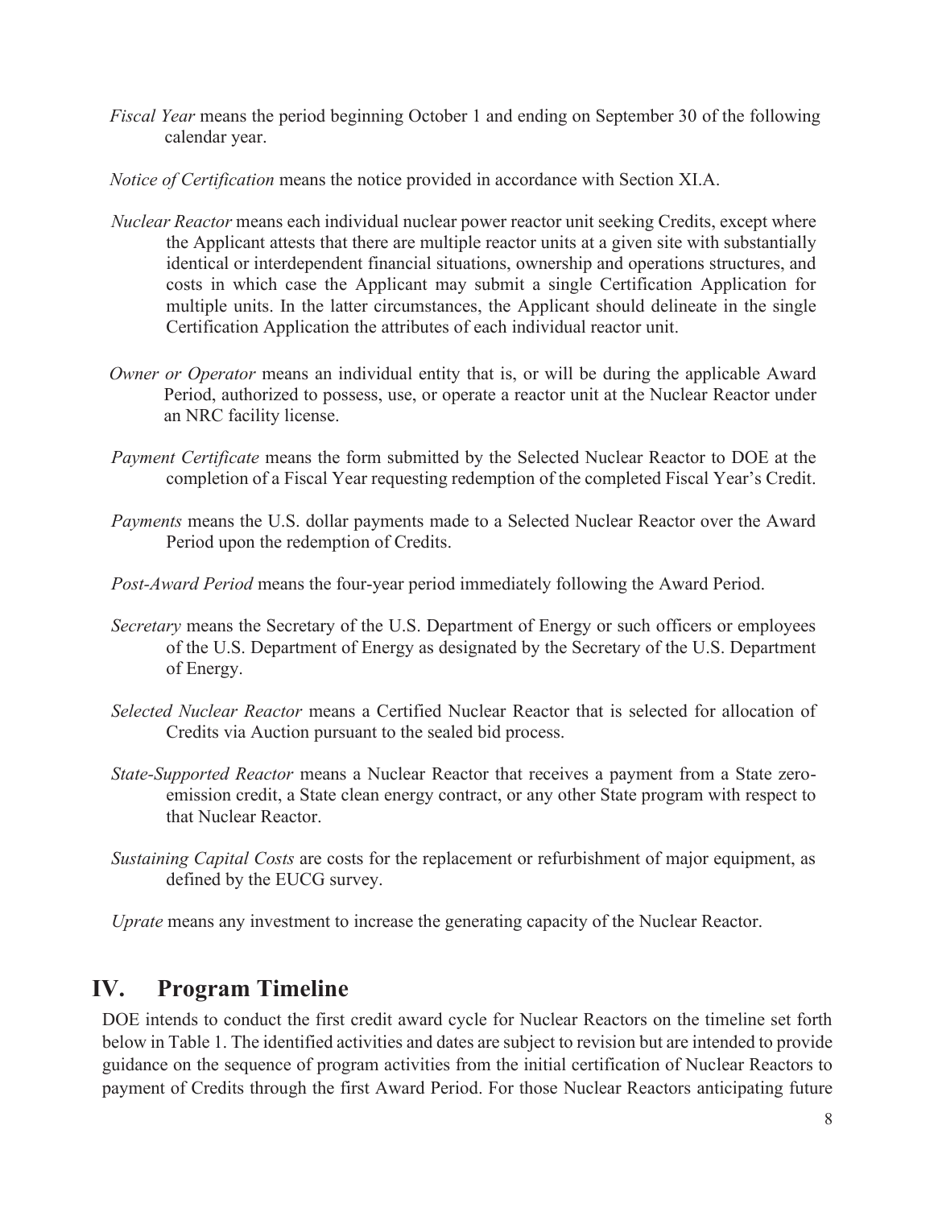*Fiscal Year* means the period beginning October 1 and ending on September 30 of the following calendar year.

*Notice of Certification* means the notice provided in accordance with Section XI.A.

*Nuclear Reactor* means each individual nuclear power reactor unit seeking Credits, except where the Applicant attests that there are multiple reactor units at a given site with substantially identical or interdependent financial situations, ownership and operations structures, and costs in which case the Applicant may submit a single Certification Application for multiple units. In the latter circumstances, the Applicant should delineate in the single Certification Application the attributes of each individual reactor unit.

*Owner or Operator* means an individual entity that is, or will be during the applicable Award Period, authorized to possess, use, or operate a reactor unit at the Nuclear Reactor under an NRC facility license.

*Payment Certificate* means the form submitted by the Selected Nuclear Reactor to DOE at the completion of a Fiscal Year requesting redemption of the completed Fiscal Year's Credit.

*Payments* means the U.S. dollar payments made to a Selected Nuclear Reactor over the Award Period upon the redemption of Credits.

*Post-Award Period* means the four-year period immediately following the Award Period.

*Secretary* means the Secretary of the U.S. Department of Energy or such officers or employees of the U.S. Department of Energy as designated by the Secretary of the U.S. Department of Energy.

*Selected Nuclear Reactor* means a Certified Nuclear Reactor that is selected for allocation of Credits via Auction pursuant to the sealed bid process.

*State-Supported Reactor* means a Nuclear Reactor that receives a payment from a State zero-emission credit, a State clean energy contract, or any other State program with respect to that Nuclear Reactor.

*Sustaining Capital Costs* are costs for the replacement or refurbishment of major equipment, as defined by the EUCG survey.

*Uprate* means any investment to increase the generating capacity of the Nuclear Reactor.

## IV. Program Timeline

DOE intends to conduct the first credit award cycle for Nuclear Reactors on the timeline set forth below in Table 1. The identified activities and dates are subject to revision but are intended to provide guidance on the sequence of program activities from the initial certification of Nuclear Reactors to payment of Credits through the first Award Period. For those Nuclear Reactors anticipating future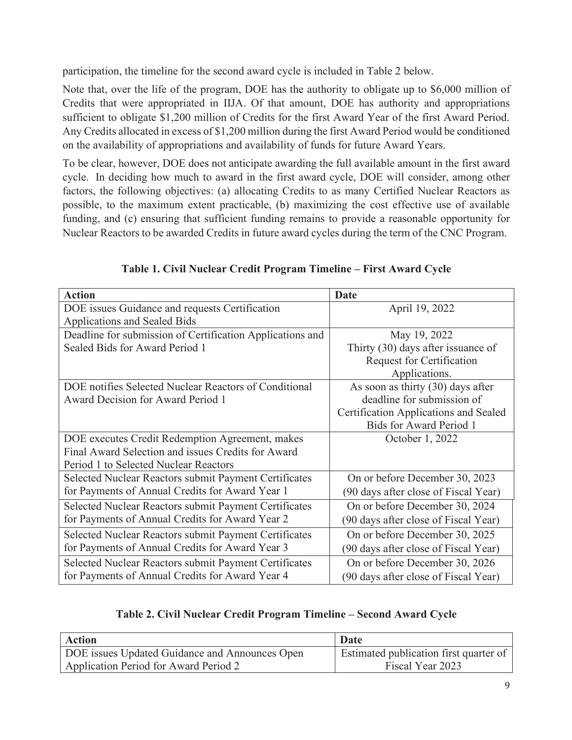participation, the timeline for the second award cycle is included in Table 2 below.

Note that, over the life of the program, DOE has the authority to obligate up to $6,000 million of Credits that were appropriated in IIJA. Of that amount, DOE has authority and appropriations sufficient to obligate $1,200 million of Credits for the first Award Year of the first Award Period. Any Credits allocated in excess of $1,200 million during the first Award Period would be conditioned on the availability of appropriations and availability of funds for future Award Years.

To be clear, however, DOE does not anticipate awarding the full available amount in the first award cycle. In deciding how much to award in the first award cycle, DOE will consider, among other factors, the following objectives: (a) allocating Credits to as many Certified Nuclear Reactors as possible, to the maximum extent practicable, (b) maximizing the cost effective use of available funding, and (c) ensuring that sufficient funding remains to provide a reasonable opportunity for Nuclear Reactors to be awarded Credits in future award cycles during the term of the CNC Program.

**Table 1. Civil Nuclear Credit Program Timeline – First Award Cycle**

| Action | Date |
|---|---|
| DOE issues Guidance and requests Certification Applications and Sealed Bids | April 19, 2022 |
| Deadline for submission of Certification Applications and Sealed Bids for Award Period 1 | May 19, 2022<br>Thirty (30) days after issuance of Request for Certification Applications. |
| DOE notifies Selected Nuclear Reactors of Conditional Award Decision for Award Period 1 | As soon as thirty (30) days after deadline for submission of Certification Applications and Sealed Bids for Award Period 1 |
| DOE executes Credit Redemption Agreement, makes Final Award Selection and issues Credits for Award Period 1 to Selected Nuclear Reactors | October 1, 2022 |
| Selected Nuclear Reactors submit Payment Certificates for Payments of Annual Credits for Award Year 1 | On or before December 30, 2023<br>(90 days after close of Fiscal Year) |
| Selected Nuclear Reactors submit Payment Certificates for Payments of Annual Credits for Award Year 2 | On or before December 30, 2024<br>(90 days after close of Fiscal Year) |
| Selected Nuclear Reactors submit Payment Certificates for Payments of Annual Credits for Award Year 3 | On or before December 30, 2025<br>(90 days after close of Fiscal Year) |
| Selected Nuclear Reactors submit Payment Certificates for Payments of Annual Credits for Award Year 4 | On or before December 30, 2026<br>(90 days after close of Fiscal Year) |

**Table 2. Civil Nuclear Credit Program Timeline – Second Award Cycle**

| Action | Date |
|---|---|
| DOE issues Updated Guidance and Announces Open Application Period for Award Period 2 | Estimated publication first quarter of Fiscal Year 2023 |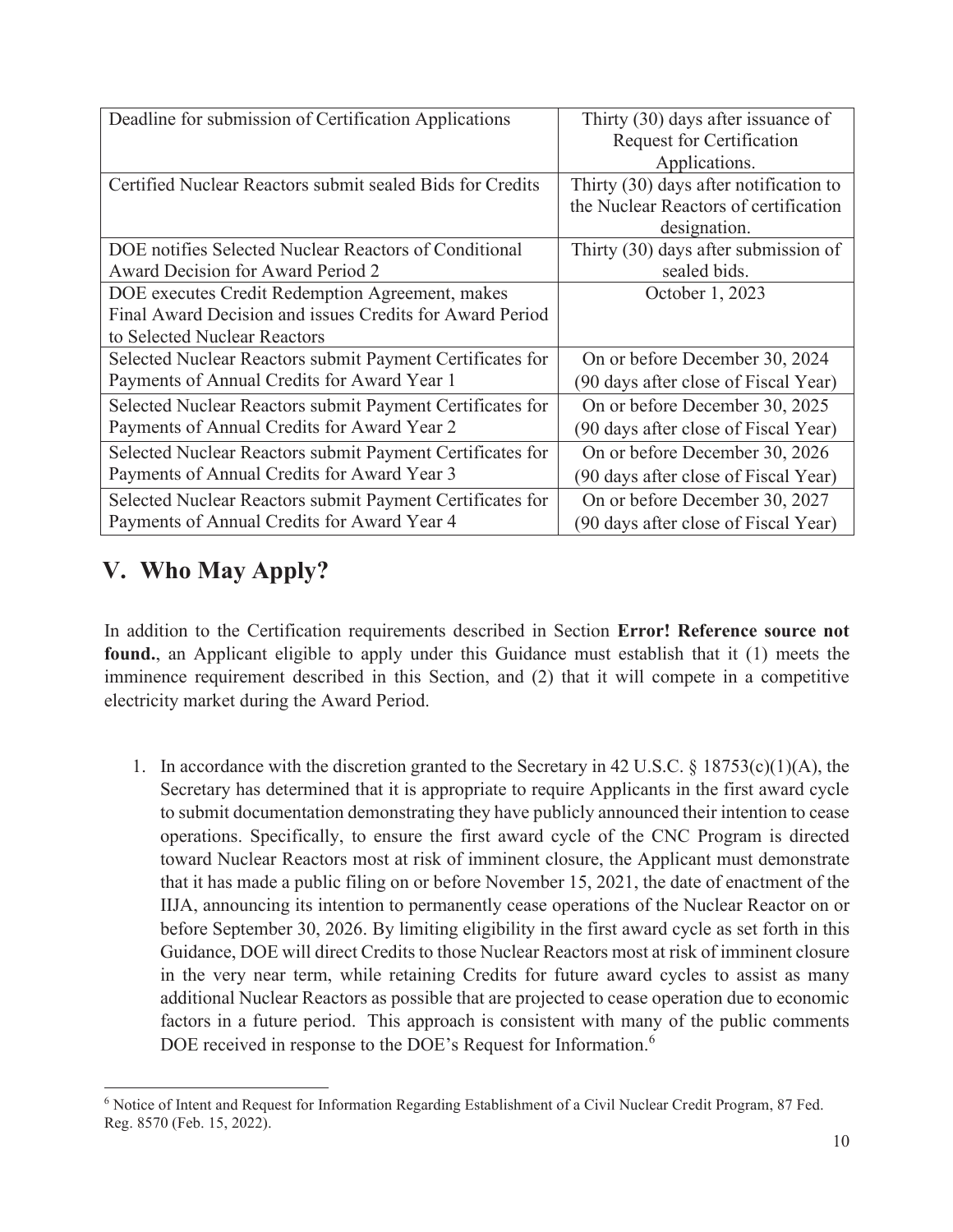| Deadline for submission of Certification Applications | Thirty (30) days after issuance of Request for Certification Applications. |
|---|---|
| Certified Nuclear Reactors submit sealed Bids for Credits | Thirty (30) days after notification to the Nuclear Reactors of certification designation. |
| DOE notifies Selected Nuclear Reactors of Conditional Award Decision for Award Period 2 | Thirty (30) days after submission of sealed bids. |
| DOE executes Credit Redemption Agreement, makes Final Award Decision and issues Credits for Award Period to Selected Nuclear Reactors | October 1, 2023 |
| Selected Nuclear Reactors submit Payment Certificates for Payments of Annual Credits for Award Year 1 | On or before December 30, 2024 (90 days after close of Fiscal Year) |
| Selected Nuclear Reactors submit Payment Certificates for Payments of Annual Credits for Award Year 2 | On or before December 30, 2025 (90 days after close of Fiscal Year) |
| Selected Nuclear Reactors submit Payment Certificates for Payments of Annual Credits for Award Year 3 | On or before December 30, 2026 (90 days after close of Fiscal Year) |
| Selected Nuclear Reactors submit Payment Certificates for Payments of Annual Credits for Award Year 4 | On or before December 30, 2027 (90 days after close of Fiscal Year) |

## V. Who May Apply?

In addition to the Certification requirements described in Section **Error! Reference source not found.**, an Applicant eligible to apply under this Guidance must establish that it (1) meets the imminence requirement described in this Section, and (2) that it will compete in a competitive electricity market during the Award Period.

1. In accordance with the discretion granted to the Secretary in 42 U.S.C. § 18753(c)(1)(A), the Secretary has determined that it is appropriate to require Applicants in the first award cycle to submit documentation demonstrating they have publicly announced their intention to cease operations. Specifically, to ensure the first award cycle of the CNC Program is directed toward Nuclear Reactors most at risk of imminent closure, the Applicant must demonstrate that it has made a public filing on or before November 15, 2021, the date of enactment of the IIJA, announcing its intention to permanently cease operations of the Nuclear Reactor on or before September 30, 2026. By limiting eligibility in the first award cycle as set forth in this Guidance, DOE will direct Credits to those Nuclear Reactors most at risk of imminent closure in the very near term, while retaining Credits for future award cycles to assist as many additional Nuclear Reactors as possible that are projected to cease operation due to economic factors in a future period. This approach is consistent with many of the public comments DOE received in response to the DOE's Request for Information.[6]

[6] Notice of Intent and Request for Information Regarding Establishment of a Civil Nuclear Credit Program, 87 Fed. Reg. 8570 (Feb. 15, 2022).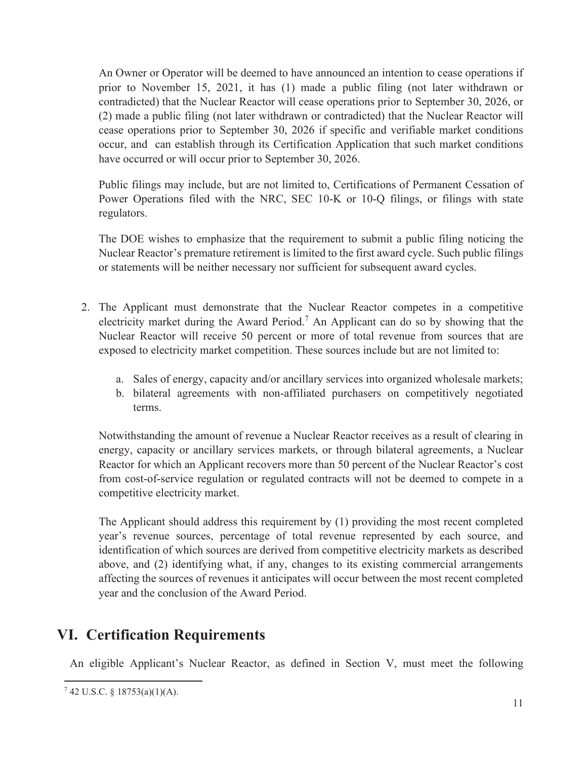An Owner or Operator will be deemed to have announced an intention to cease operations if prior to November 15, 2021, it has (1) made a public filing (not later withdrawn or contradicted) that the Nuclear Reactor will cease operations prior to September 30, 2026, or (2) made a public filing (not later withdrawn or contradicted) that the Nuclear Reactor will cease operations prior to September 30, 2026 if specific and verifiable market conditions occur, and can establish through its Certification Application that such market conditions have occurred or will occur prior to September 30, 2026.

Public filings may include, but are not limited to, Certifications of Permanent Cessation of Power Operations filed with the NRC, SEC 10-K or 10-Q filings, or filings with state regulators.

The DOE wishes to emphasize that the requirement to submit a public filing noticing the Nuclear Reactor's premature retirement is limited to the first award cycle. Such public filings or statements will be neither necessary nor sufficient for subsequent award cycles.

2. The Applicant must demonstrate that the Nuclear Reactor competes in a competitive electricity market during the Award Period.[7] An Applicant can do so by showing that the Nuclear Reactor will receive 50 percent or more of total revenue from sources that are exposed to electricity market competition. These sources include but are not limited to:

   a. Sales of energy, capacity and/or ancillary services into organized wholesale markets;
   b. bilateral agreements with non-affiliated purchasers on competitively negotiated terms.

   Notwithstanding the amount of revenue a Nuclear Reactor receives as a result of clearing in energy, capacity or ancillary services markets, or through bilateral agreements, a Nuclear Reactor for which an Applicant recovers more than 50 percent of the Nuclear Reactor's cost from cost-of-service regulation or regulated contracts will not be deemed to compete in a competitive electricity market.

   The Applicant should address this requirement by (1) providing the most recent completed year's revenue sources, percentage of total revenue represented by each source, and identification of which sources are derived from competitive electricity markets as described above, and (2) identifying what, if any, changes to its existing commercial arrangements affecting the sources of revenues it anticipates will occur between the most recent completed year and the conclusion of the Award Period.

# VI. Certification Requirements

An eligible Applicant's Nuclear Reactor, as defined in Section V, must meet the following

[7] 42 U.S.C. § 18753(a)(1)(A).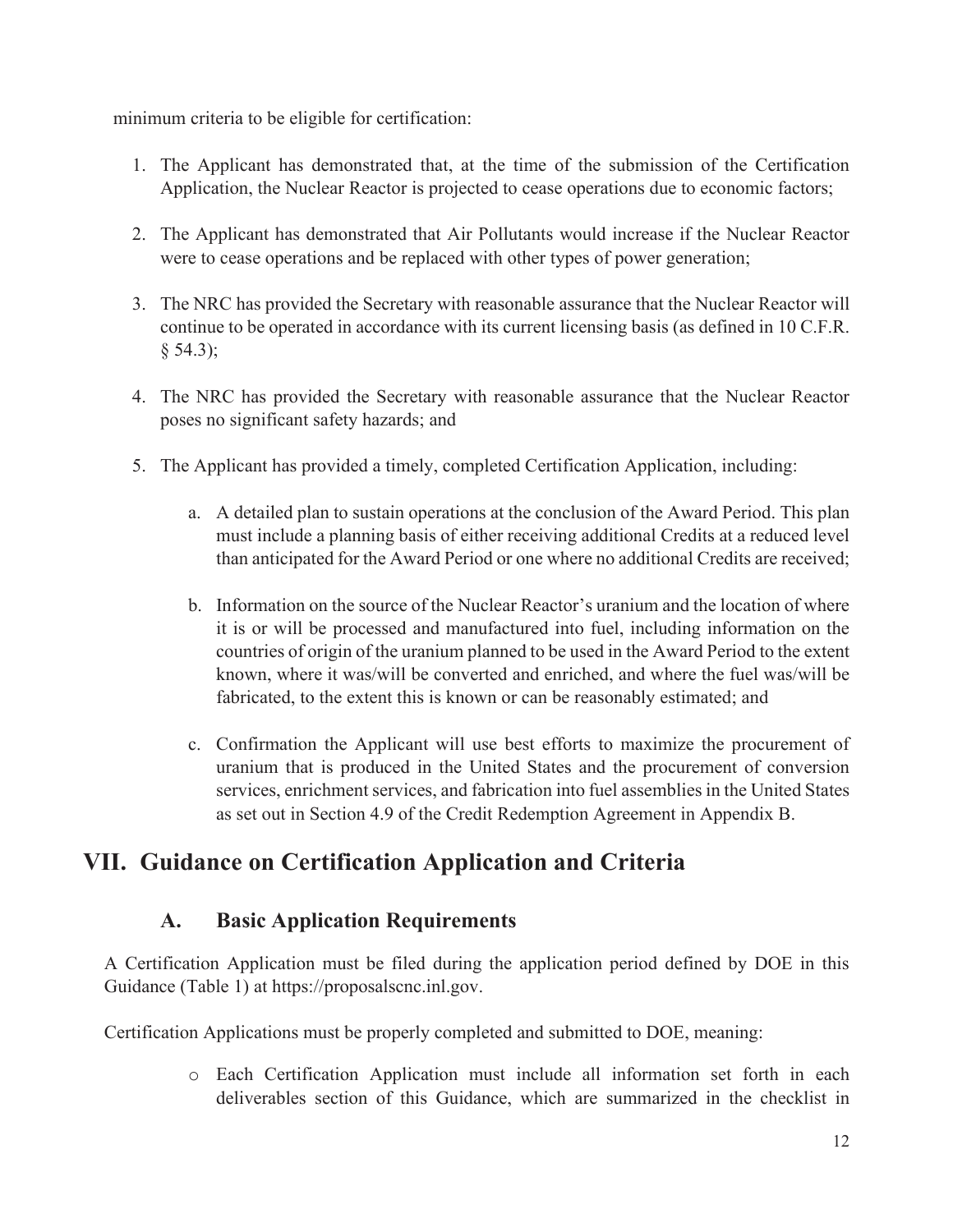minimum criteria to be eligible for certification:

1. The Applicant has demonstrated that, at the time of the submission of the Certification Application, the Nuclear Reactor is projected to cease operations due to economic factors;

2. The Applicant has demonstrated that Air Pollutants would increase if the Nuclear Reactor were to cease operations and be replaced with other types of power generation;

3. The NRC has provided the Secretary with reasonable assurance that the Nuclear Reactor will continue to be operated in accordance with its current licensing basis (as defined in 10 C.F.R. § 54.3);

4. The NRC has provided the Secretary with reasonable assurance that the Nuclear Reactor poses no significant safety hazards; and

5. The Applicant has provided a timely, completed Certification Application, including:

    a. A detailed plan to sustain operations at the conclusion of the Award Period. This plan must include a planning basis of either receiving additional Credits at a reduced level than anticipated for the Award Period or one where no additional Credits are received;

    b. Information on the source of the Nuclear Reactor's uranium and the location of where it is or will be processed and manufactured into fuel, including information on the countries of origin of the uranium planned to be used in the Award Period to the extent known, where it was/will be converted and enriched, and where the fuel was/will be fabricated, to the extent this is known or can be reasonably estimated; and

    c. Confirmation the Applicant will use best efforts to maximize the procurement of uranium that is produced in the United States and the procurement of conversion services, enrichment services, and fabrication into fuel assemblies in the United States as set out in Section 4.9 of the Credit Redemption Agreement in Appendix B.

# VII. Guidance on Certification Application and Criteria

## A. Basic Application Requirements

A Certification Application must be filed during the application period defined by DOE in this Guidance (Table 1) at https://proposalscnc.inl.gov.

Certification Applications must be properly completed and submitted to DOE, meaning:

- Each Certification Application must include all information set forth in each deliverables section of this Guidance, which are summarized in the checklist in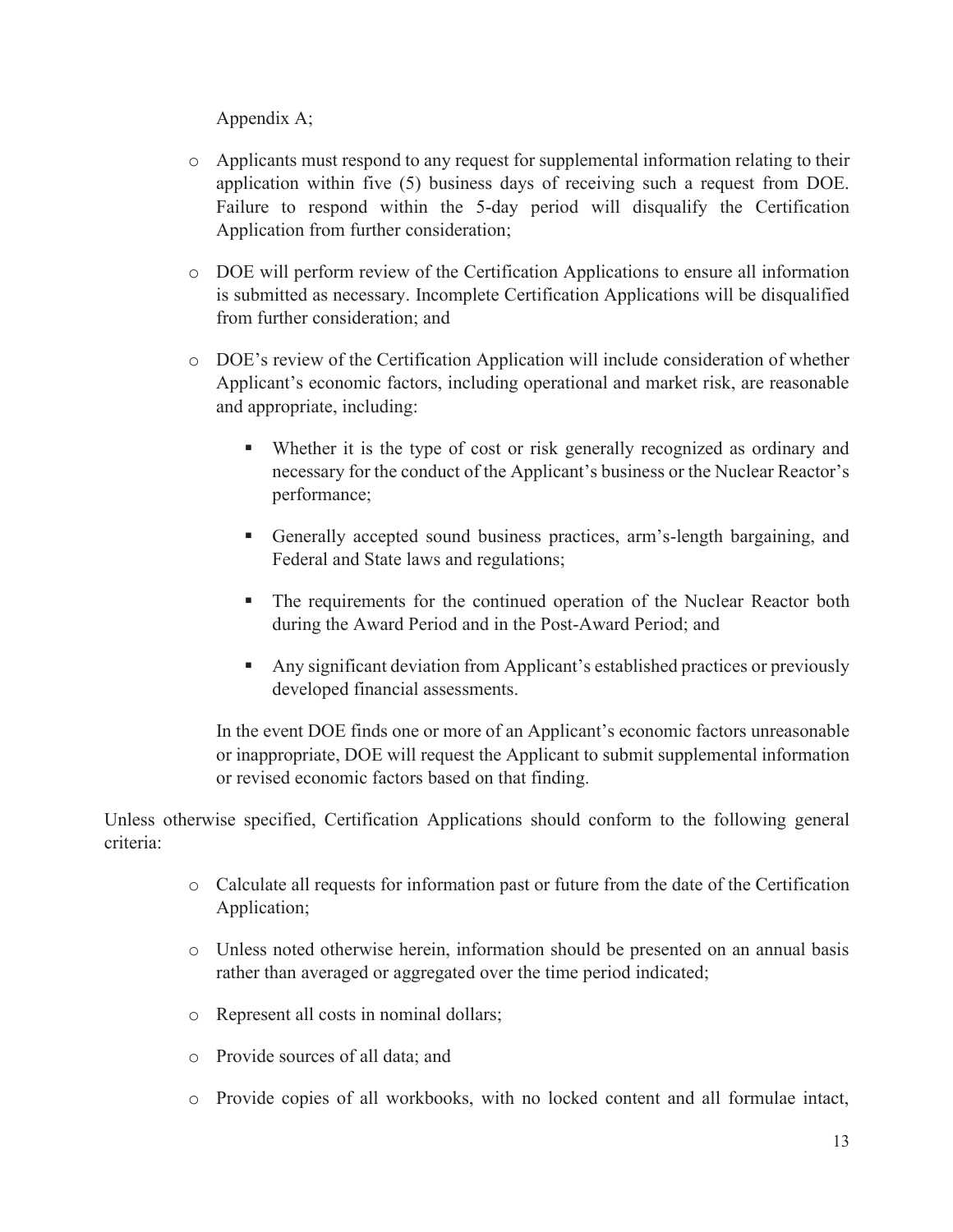Appendix A;

- Applicants must respond to any request for supplemental information relating to their application within five (5) business days of receiving such a request from DOE. Failure to respond within the 5-day period will disqualify the Certification Application from further consideration;

- DOE will perform review of the Certification Applications to ensure all information is submitted as necessary. Incomplete Certification Applications will be disqualified from further consideration; and

- DOE's review of the Certification Application will include consideration of whether Applicant's economic factors, including operational and market risk, are reasonable and appropriate, including:

  - Whether it is the type of cost or risk generally recognized as ordinary and necessary for the conduct of the Applicant's business or the Nuclear Reactor's performance;

  - Generally accepted sound business practices, arm's-length bargaining, and Federal and State laws and regulations;

  - The requirements for the continued operation of the Nuclear Reactor both during the Award Period and in the Post-Award Period; and

  - Any significant deviation from Applicant's established practices or previously developed financial assessments.

  In the event DOE finds one or more of an Applicant's economic factors unreasonable or inappropriate, DOE will request the Applicant to submit supplemental information or revised economic factors based on that finding.

Unless otherwise specified, Certification Applications should conform to the following general criteria:

- Calculate all requests for information past or future from the date of the Certification Application;

- Unless noted otherwise herein, information should be presented on an annual basis rather than averaged or aggregated over the time period indicated;

- Represent all costs in nominal dollars;

- Provide sources of all data; and

- Provide copies of all workbooks, with no locked content and all formulae intact,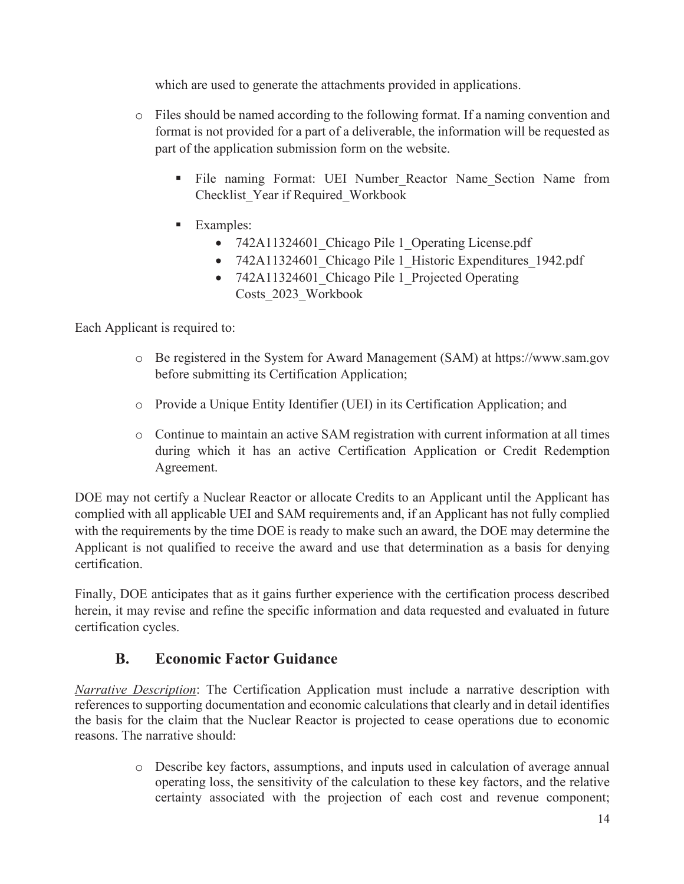which are used to generate the attachments provided in applications.

- Files should be named according to the following format. If a naming convention and format is not provided for a part of a deliverable, the information will be requested as part of the application submission form on the website.
  - File naming Format: UEI Number_Reactor Name_Section Name from Checklist_Year if Required_Workbook
  - Examples:
    - 742A11324601_Chicago Pile 1_Operating License.pdf
    - 742A11324601_Chicago Pile 1_Historic Expenditures_1942.pdf
    - 742A11324601_Chicago Pile 1_Projected Operating Costs_2023_Workbook

Each Applicant is required to:

- Be registered in the System for Award Management (SAM) at https://www.sam.gov before submitting its Certification Application;
- Provide a Unique Entity Identifier (UEI) in its Certification Application; and
- Continue to maintain an active SAM registration with current information at all times during which it has an active Certification Application or Credit Redemption Agreement.

DOE may not certify a Nuclear Reactor or allocate Credits to an Applicant until the Applicant has complied with all applicable UEI and SAM requirements and, if an Applicant has not fully complied with the requirements by the time DOE is ready to make such an award, the DOE may determine the Applicant is not qualified to receive the award and use that determination as a basis for denying certification.

Finally, DOE anticipates that as it gains further experience with the certification process described herein, it may revise and refine the specific information and data requested and evaluated in future certification cycles.

## B. Economic Factor Guidance

*Narrative Description*: The Certification Application must include a narrative description with references to supporting documentation and economic calculations that clearly and in detail identifies the basis for the claim that the Nuclear Reactor is projected to cease operations due to economic reasons. The narrative should:

- Describe key factors, assumptions, and inputs used in calculation of average annual operating loss, the sensitivity of the calculation to these key factors, and the relative certainty associated with the projection of each cost and revenue component;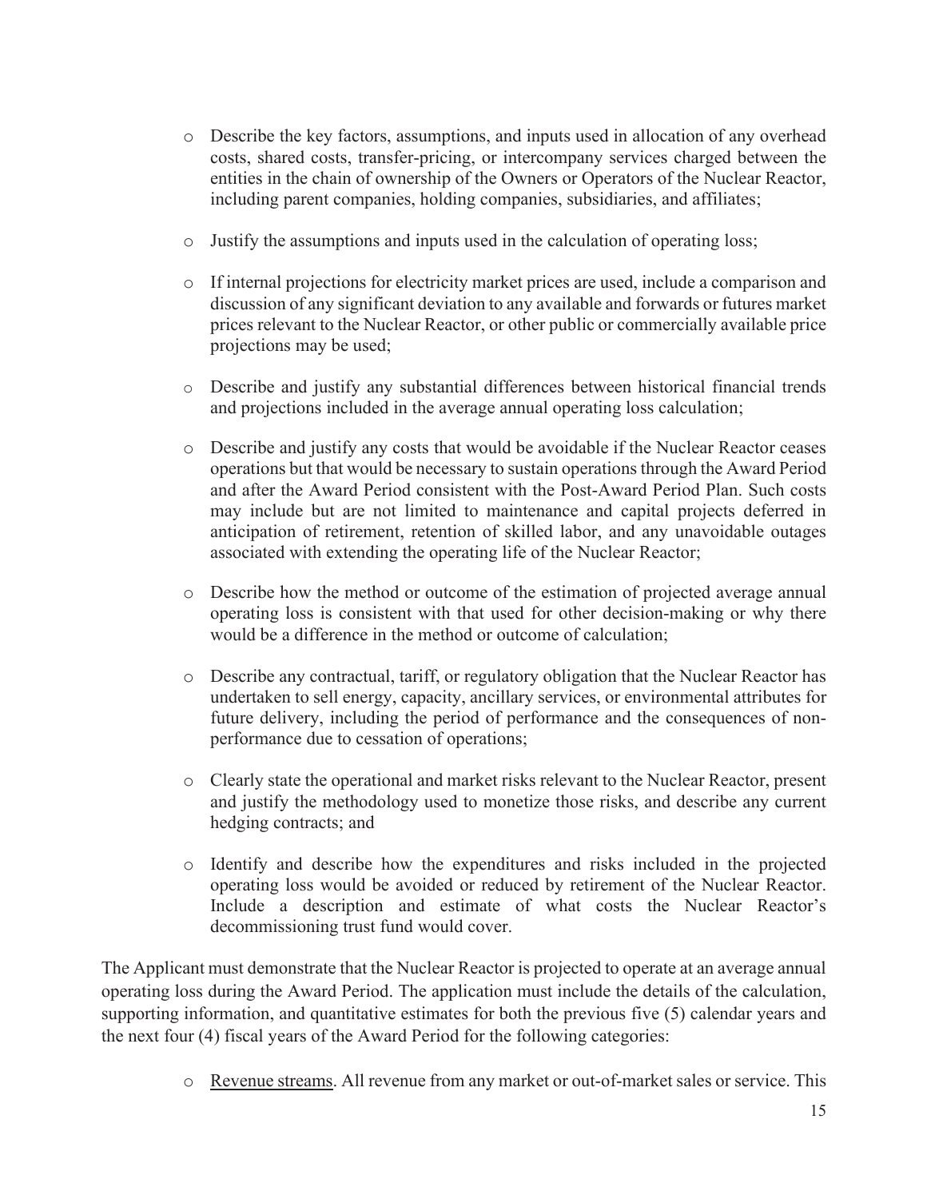- Describe the key factors, assumptions, and inputs used in allocation of any overhead costs, shared costs, transfer-pricing, or intercompany services charged between the entities in the chain of ownership of the Owners or Operators of the Nuclear Reactor, including parent companies, holding companies, subsidiaries, and affiliates;

- Justify the assumptions and inputs used in the calculation of operating loss;

- If internal projections for electricity market prices are used, include a comparison and discussion of any significant deviation to any available and forwards or futures market prices relevant to the Nuclear Reactor, or other public or commercially available price projections may be used;

- Describe and justify any substantial differences between historical financial trends and projections included in the average annual operating loss calculation;

- Describe and justify any costs that would be avoidable if the Nuclear Reactor ceases operations but that would be necessary to sustain operations through the Award Period and after the Award Period consistent with the Post-Award Period Plan. Such costs may include but are not limited to maintenance and capital projects deferred in anticipation of retirement, retention of skilled labor, and any unavoidable outages associated with extending the operating life of the Nuclear Reactor;

- Describe how the method or outcome of the estimation of projected average annual operating loss is consistent with that used for other decision-making or why there would be a difference in the method or outcome of calculation;

- Describe any contractual, tariff, or regulatory obligation that the Nuclear Reactor has undertaken to sell energy, capacity, ancillary services, or environmental attributes for future delivery, including the period of performance and the consequences of non-performance due to cessation of operations;

- Clearly state the operational and market risks relevant to the Nuclear Reactor, present and justify the methodology used to monetize those risks, and describe any current hedging contracts; and

- Identify and describe how the expenditures and risks included in the projected operating loss would be avoided or reduced by retirement of the Nuclear Reactor. Include a description and estimate of what costs the Nuclear Reactor's decommissioning trust fund would cover.

The Applicant must demonstrate that the Nuclear Reactor is projected to operate at an average annual operating loss during the Award Period. The application must include the details of the calculation, supporting information, and quantitative estimates for both the previous five (5) calendar years and the next four (4) fiscal years of the Award Period for the following categories:

- <u>Revenue streams</u>. All revenue from any market or out-of-market sales or service. This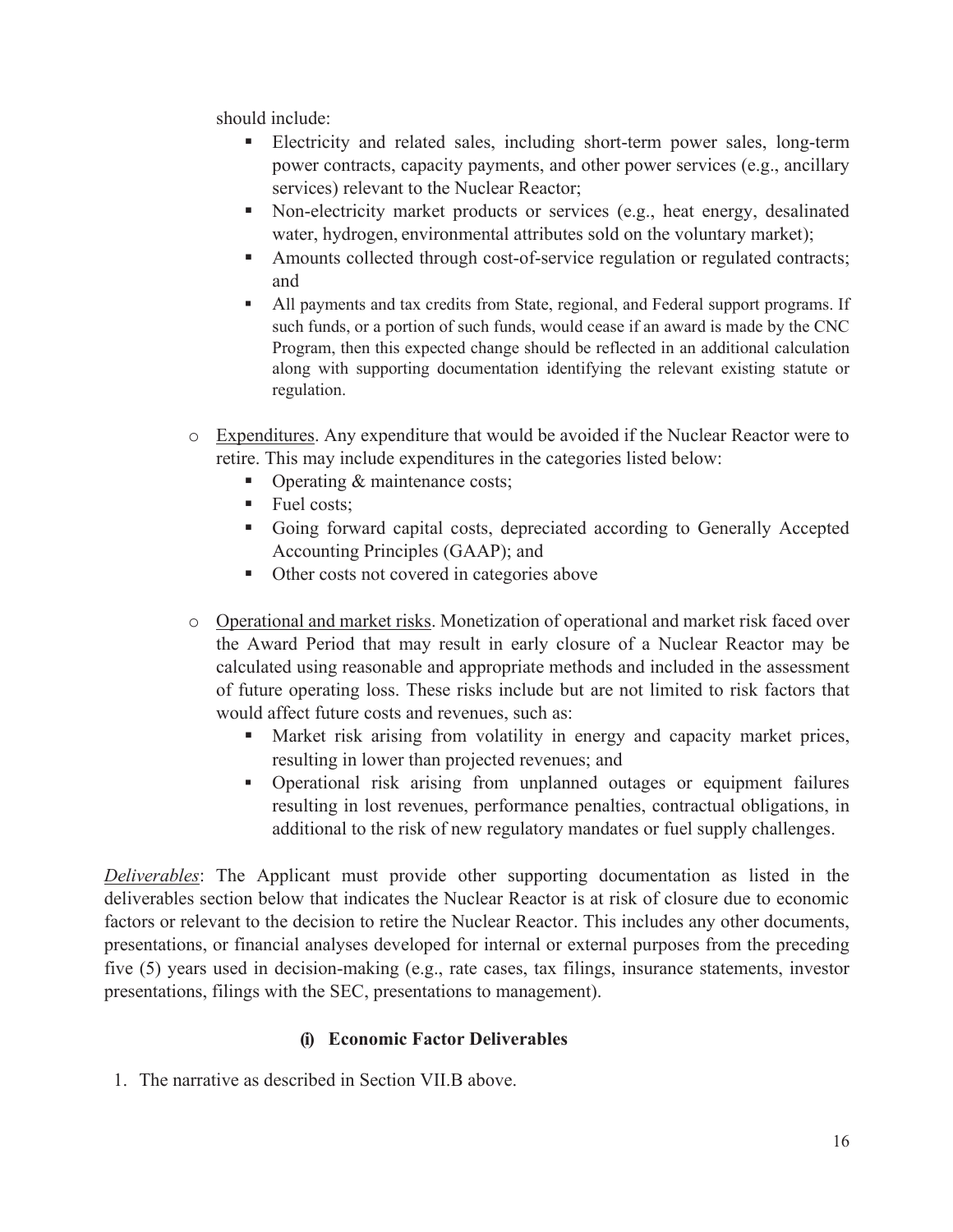should include:

- Electricity and related sales, including short-term power sales, long-term power contracts, capacity payments, and other power services (e.g., ancillary services) relevant to the Nuclear Reactor;
- Non-electricity market products or services (e.g., heat energy, desalinated water, hydrogen, environmental attributes sold on the voluntary market);
- Amounts collected through cost-of-service regulation or regulated contracts; and
- All payments and tax credits from State, regional, and Federal support programs. If such funds, or a portion of such funds, would cease if an award is made by the CNC Program, then this expected change should be reflected in an additional calculation along with supporting documentation identifying the relevant existing statute or regulation.

- Expenditures. Any expenditure that would be avoided if the Nuclear Reactor were to retire. This may include expenditures in the categories listed below:
  - Operating & maintenance costs;
  - Fuel costs;
  - Going forward capital costs, depreciated according to Generally Accepted Accounting Principles (GAAP); and
  - Other costs not covered in categories above

- Operational and market risks. Monetization of operational and market risk faced over the Award Period that may result in early closure of a Nuclear Reactor may be calculated using reasonable and appropriate methods and included in the assessment of future operating loss. These risks include but are not limited to risk factors that would affect future costs and revenues, such as:
  - Market risk arising from volatility in energy and capacity market prices, resulting in lower than projected revenues; and
  - Operational risk arising from unplanned outages or equipment failures resulting in lost revenues, performance penalties, contractual obligations, in additional to the risk of new regulatory mandates or fuel supply challenges.

*Deliverables*: The Applicant must provide other supporting documentation as listed in the deliverables section below that indicates the Nuclear Reactor is at risk of closure due to economic factors or relevant to the decision to retire the Nuclear Reactor. This includes any other documents, presentations, or financial analyses developed for internal or external purposes from the preceding five (5) years used in decision-making (e.g., rate cases, tax filings, insurance statements, investor presentations, filings with the SEC, presentations to management).

### (i) Economic Factor Deliverables

1. The narrative as described in Section VII.B above.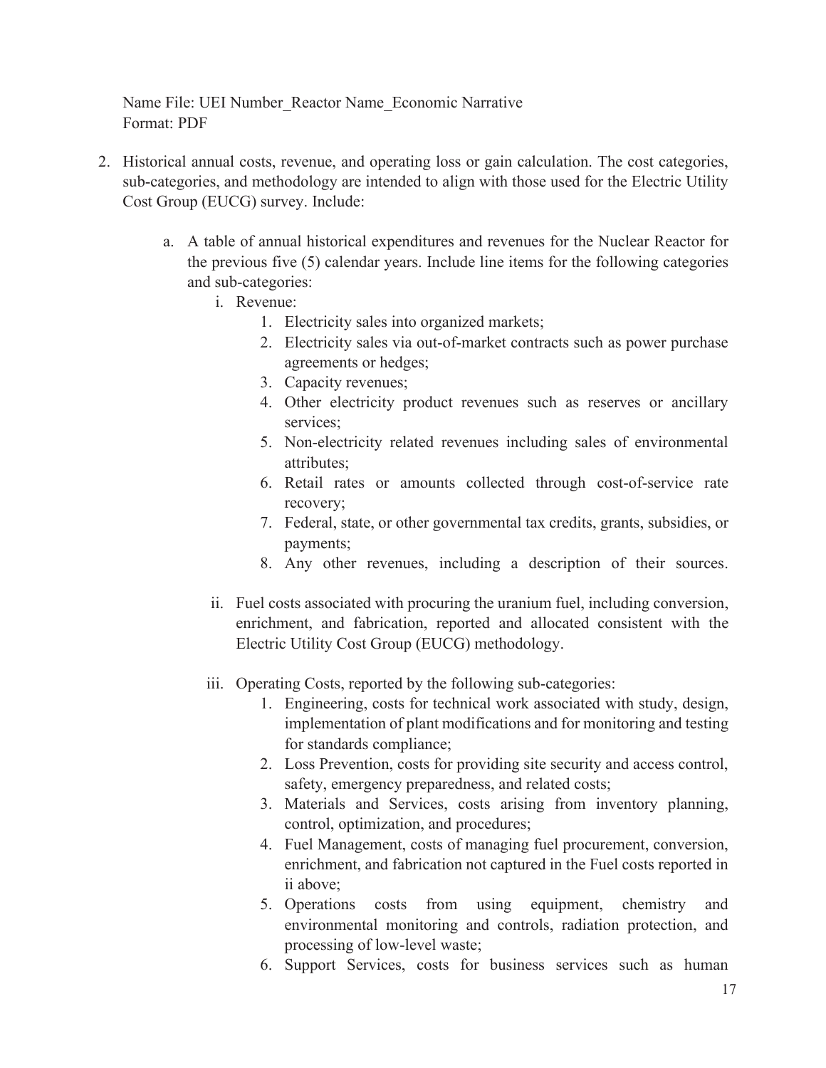Name File: UEI Number_Reactor Name_Economic Narrative
Format: PDF

2. Historical annual costs, revenue, and operating loss or gain calculation. The cost categories, sub-categories, and methodology are intended to align with those used for the Electric Utility Cost Group (EUCG) survey. Include:

   a. A table of annual historical expenditures and revenues for the Nuclear Reactor for the previous five (5) calendar years. Include line items for the following categories and sub-categories:

      i. Revenue:
         1. Electricity sales into organized markets;
         2. Electricity sales via out-of-market contracts such as power purchase agreements or hedges;
         3. Capacity revenues;
         4. Other electricity product revenues such as reserves or ancillary services;
         5. Non-electricity related revenues including sales of environmental attributes;
         6. Retail rates or amounts collected through cost-of-service rate recovery;
         7. Federal, state, or other governmental tax credits, grants, subsidies, or payments;
         8. Any other revenues, including a description of their sources.

      ii. Fuel costs associated with procuring the uranium fuel, including conversion, enrichment, and fabrication, reported and allocated consistent with the Electric Utility Cost Group (EUCG) methodology.

      iii. Operating Costs, reported by the following sub-categories:
         1. Engineering, costs for technical work associated with study, design, implementation of plant modifications and for monitoring and testing for standards compliance;
         2. Loss Prevention, costs for providing site security and access control, safety, emergency preparedness, and related costs;
         3. Materials and Services, costs arising from inventory planning, control, optimization, and procedures;
         4. Fuel Management, costs of managing fuel procurement, conversion, enrichment, and fabrication not captured in the Fuel costs reported in ii above;
         5. Operations costs from using equipment, chemistry and environmental monitoring and controls, radiation protection, and processing of low-level waste;
         6. Support Services, costs for business services such as human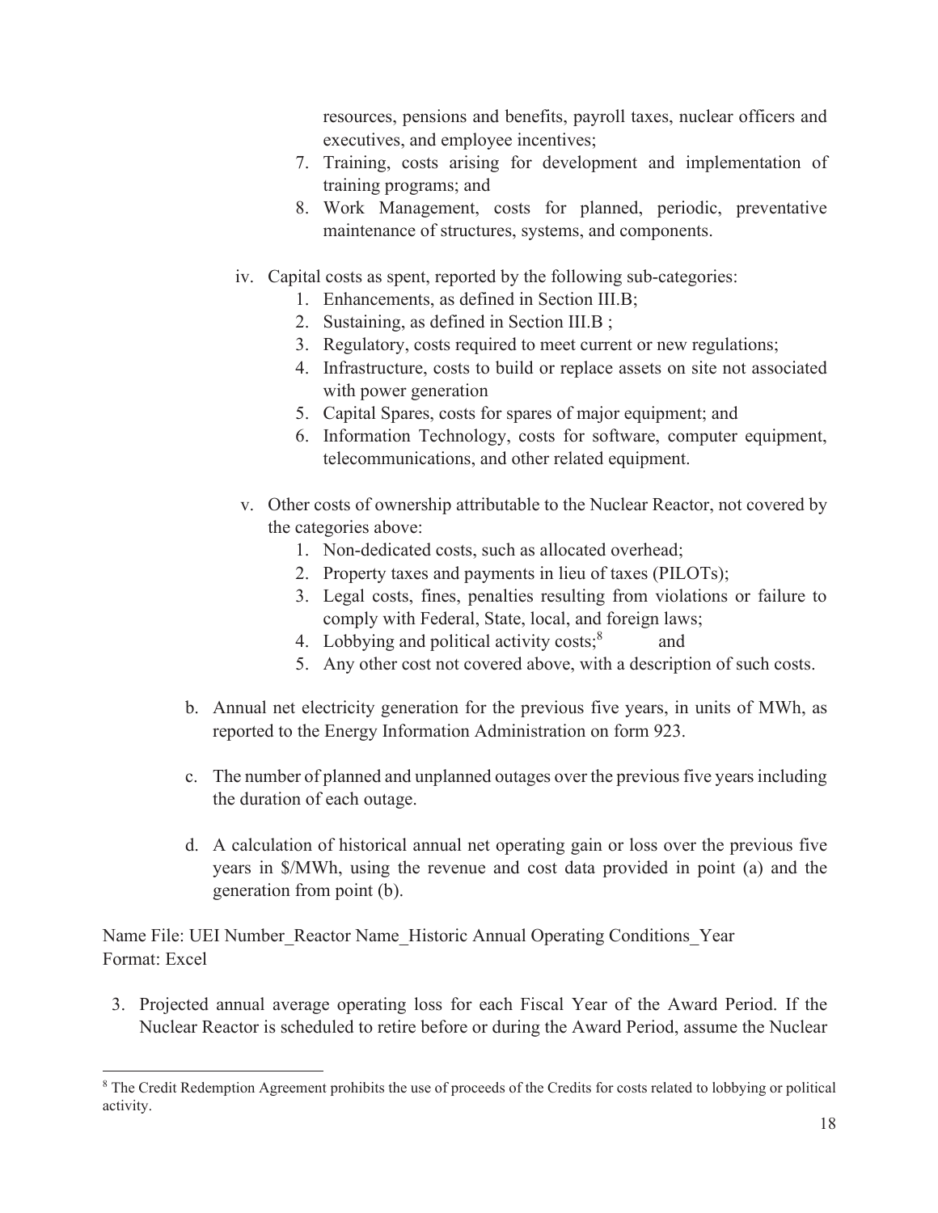resources, pensions and benefits, payroll taxes, nuclear officers and executives, and employee incentives;

7. Training, costs arising for development and implementation of training programs; and
8. Work Management, costs for planned, periodic, preventative maintenance of structures, systems, and components.

iv. Capital costs as spent, reported by the following sub-categories:

1. Enhancements, as defined in Section III.B;
2. Sustaining, as defined in Section III.B ;
3. Regulatory, costs required to meet current or new regulations;
4. Infrastructure, costs to build or replace assets on site not associated with power generation
5. Capital Spares, costs for spares of major equipment; and
6. Information Technology, costs for software, computer equipment, telecommunications, and other related equipment.

v. Other costs of ownership attributable to the Nuclear Reactor, not covered by the categories above:

1. Non-dedicated costs, such as allocated overhead;
2. Property taxes and payments in lieu of taxes (PILOTs);
3. Legal costs, fines, penalties resulting from violations or failure to comply with Federal, State, local, and foreign laws;
4. Lobbying and political activity costs;[8] and
5. Any other cost not covered above, with a description of such costs.

b. Annual net electricity generation for the previous five years, in units of MWh, as reported to the Energy Information Administration on form 923.

c. The number of planned and unplanned outages over the previous five years including the duration of each outage.

d. A calculation of historical annual net operating gain or loss over the previous five years in $/MWh, using the revenue and cost data provided in point (a) and the generation from point (b).

Name File: UEI Number_Reactor Name_Historic Annual Operating Conditions_Year
Format: Excel

3. Projected annual average operating loss for each Fiscal Year of the Award Period. If the Nuclear Reactor is scheduled to retire before or during the Award Period, assume the Nuclear

[8] The Credit Redemption Agreement prohibits the use of proceeds of the Credits for costs related to lobbying or political activity.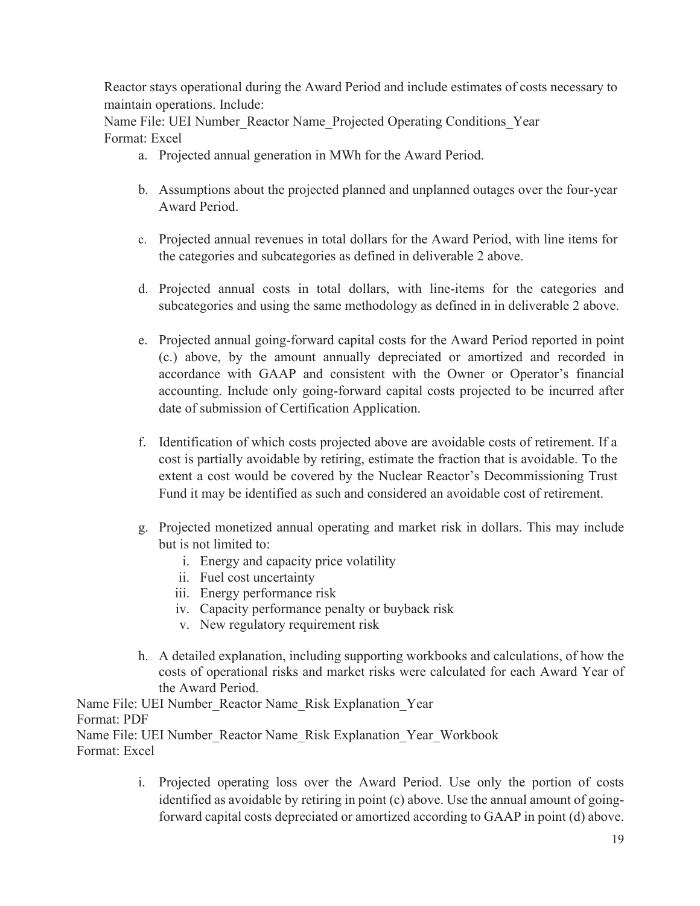Reactor stays operational during the Award Period and include estimates of costs necessary to maintain operations. Include:

Name File: UEI Number_Reactor Name_Projected Operating Conditions_Year
Format: Excel

a. Projected annual generation in MWh for the Award Period.

b. Assumptions about the projected planned and unplanned outages over the four-year Award Period.

c. Projected annual revenues in total dollars for the Award Period, with line items for the categories and subcategories as defined in deliverable 2 above.

d. Projected annual costs in total dollars, with line-items for the categories and subcategories and using the same methodology as defined in in deliverable 2 above.

e. Projected annual going-forward capital costs for the Award Period reported in point (c.) above, by the amount annually depreciated or amortized and recorded in accordance with GAAP and consistent with the Owner or Operator's financial accounting. Include only going-forward capital costs projected to be incurred after date of submission of Certification Application.

f. Identification of which costs projected above are avoidable costs of retirement. If a cost is partially avoidable by retiring, estimate the fraction that is avoidable. To the extent a cost would be covered by the Nuclear Reactor's Decommissioning Trust Fund it may be identified as such and considered an avoidable cost of retirement.

g. Projected monetized annual operating and market risk in dollars. This may include but is not limited to:
   i. Energy and capacity price volatility
   ii. Fuel cost uncertainty
   iii. Energy performance risk
   iv. Capacity performance penalty or buyback risk
   v. New regulatory requirement risk

h. A detailed explanation, including supporting workbooks and calculations, of how the costs of operational risks and market risks were calculated for each Award Year of the Award Period.

Name File: UEI Number_Reactor Name_Risk Explanation_Year
Format: PDF
Name File: UEI Number_Reactor Name_Risk Explanation_Year_Workbook
Format: Excel

i. Projected operating loss over the Award Period. Use only the portion of costs identified as avoidable by retiring in point (c) above. Use the annual amount of going-forward capital costs depreciated or amortized according to GAAP in point (d) above.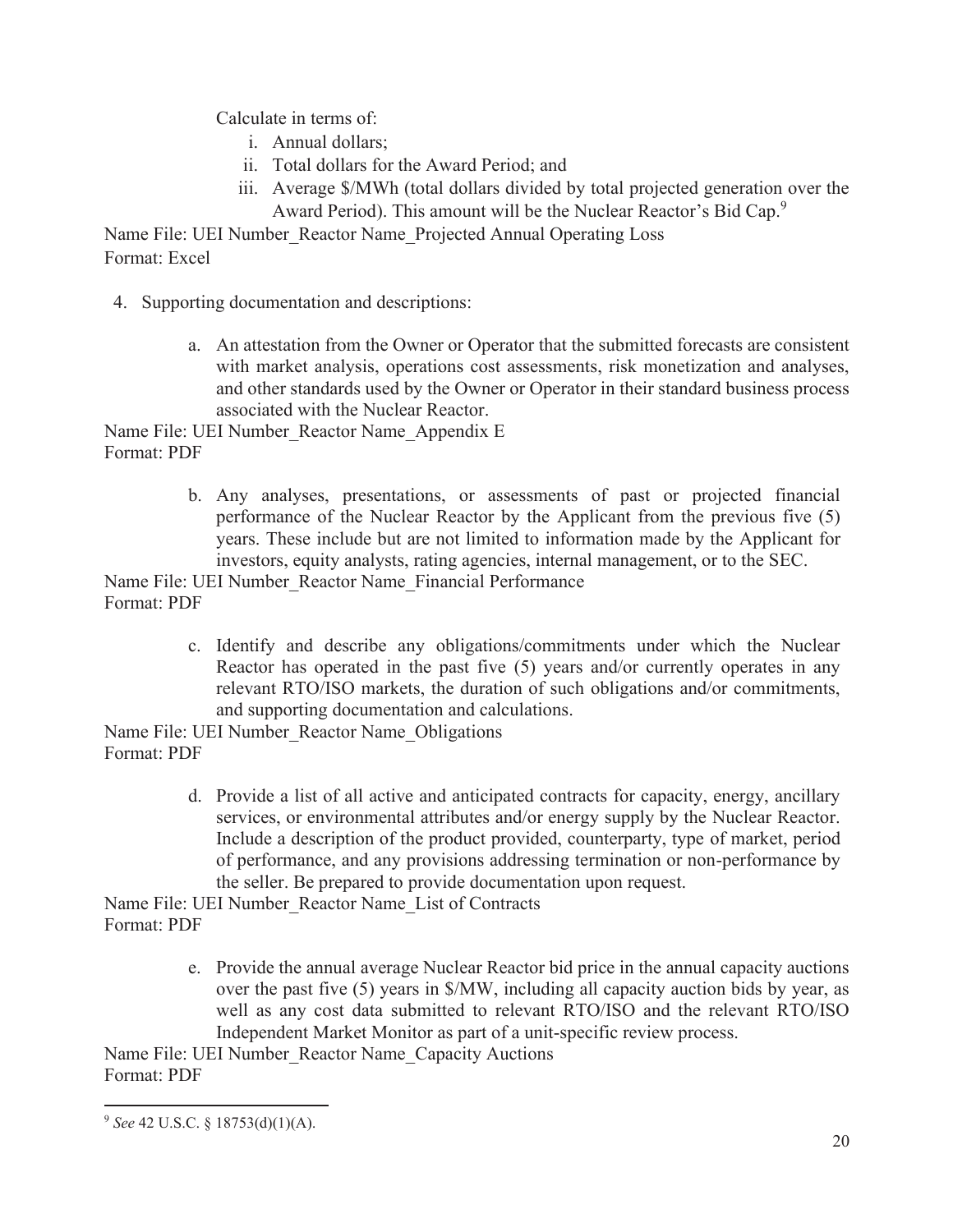Calculate in terms of:

i. Annual dollars;
ii. Total dollars for the Award Period; and
iii. Average $/MWh (total dollars divided by total projected generation over the Award Period). This amount will be the Nuclear Reactor's Bid Cap.[9]

Name File: UEI Number_Reactor Name_Projected Annual Operating Loss
Format: Excel

4. Supporting documentation and descriptions:

   a. An attestation from the Owner or Operator that the submitted forecasts are consistent with market analysis, operations cost assessments, risk monetization and analyses, and other standards used by the Owner or Operator in their standard business process associated with the Nuclear Reactor.

Name File: UEI Number_Reactor Name_Appendix E
Format: PDF

   b. Any analyses, presentations, or assessments of past or projected financial performance of the Nuclear Reactor by the Applicant from the previous five (5) years. These include but are not limited to information made by the Applicant for investors, equity analysts, rating agencies, internal management, or to the SEC.

Name File: UEI Number_Reactor Name_Financial Performance
Format: PDF

   c. Identify and describe any obligations/commitments under which the Nuclear Reactor has operated in the past five (5) years and/or currently operates in any relevant RTO/ISO markets, the duration of such obligations and/or commitments, and supporting documentation and calculations.

Name File: UEI Number_Reactor Name_Obligations
Format: PDF

   d. Provide a list of all active and anticipated contracts for capacity, energy, ancillary services, or environmental attributes and/or energy supply by the Nuclear Reactor. Include a description of the product provided, counterparty, type of market, period of performance, and any provisions addressing termination or non-performance by the seller. Be prepared to provide documentation upon request.

Name File: UEI Number_Reactor Name_List of Contracts
Format: PDF

   e. Provide the annual average Nuclear Reactor bid price in the annual capacity auctions over the past five (5) years in $/MW, including all capacity auction bids by year, as well as any cost data submitted to relevant RTO/ISO and the relevant RTO/ISO Independent Market Monitor as part of a unit-specific review process.

Name File: UEI Number_Reactor Name_Capacity Auctions
Format: PDF

---

[9] *See* 42 U.S.C. § 18753(d)(1)(A).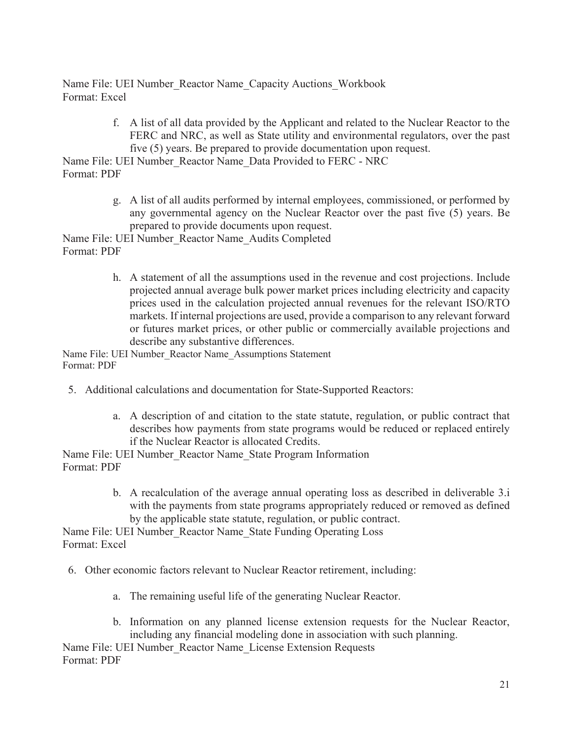Name File: UEI Number_Reactor Name_Capacity Auctions_Workbook
Format: Excel

f. A list of all data provided by the Applicant and related to the Nuclear Reactor to the FERC and NRC, as well as State utility and environmental regulators, over the past five (5) years. Be prepared to provide documentation upon request.

Name File: UEI Number_Reactor Name_Data Provided to FERC - NRC
Format: PDF

g. A list of all audits performed by internal employees, commissioned, or performed by any governmental agency on the Nuclear Reactor over the past five (5) years. Be prepared to provide documents upon request.

Name File: UEI Number_Reactor Name_Audits Completed
Format: PDF

h. A statement of all the assumptions used in the revenue and cost projections. Include projected annual average bulk power market prices including electricity and capacity prices used in the calculation projected annual revenues for the relevant ISO/RTO markets. If internal projections are used, provide a comparison to any relevant forward or futures market prices, or other public or commercially available projections and describe any substantive differences.

Name File: UEI Number_Reactor Name_Assumptions Statement
Format: PDF

5. Additional calculations and documentation for State-Supported Reactors:

   a. A description of and citation to the state statute, regulation, or public contract that describes how payments from state programs would be reduced or replaced entirely if the Nuclear Reactor is allocated Credits.

Name File: UEI Number_Reactor Name_State Program Information
Format: PDF

   b. A recalculation of the average annual operating loss as described in deliverable 3.i with the payments from state programs appropriately reduced or removed as defined by the applicable state statute, regulation, or public contract.

Name File: UEI Number_Reactor Name_State Funding Operating Loss
Format: Excel

6. Other economic factors relevant to Nuclear Reactor retirement, including:

   a. The remaining useful life of the generating Nuclear Reactor.

   b. Information on any planned license extension requests for the Nuclear Reactor, including any financial modeling done in association with such planning.

Name File: UEI Number_Reactor Name_License Extension Requests
Format: PDF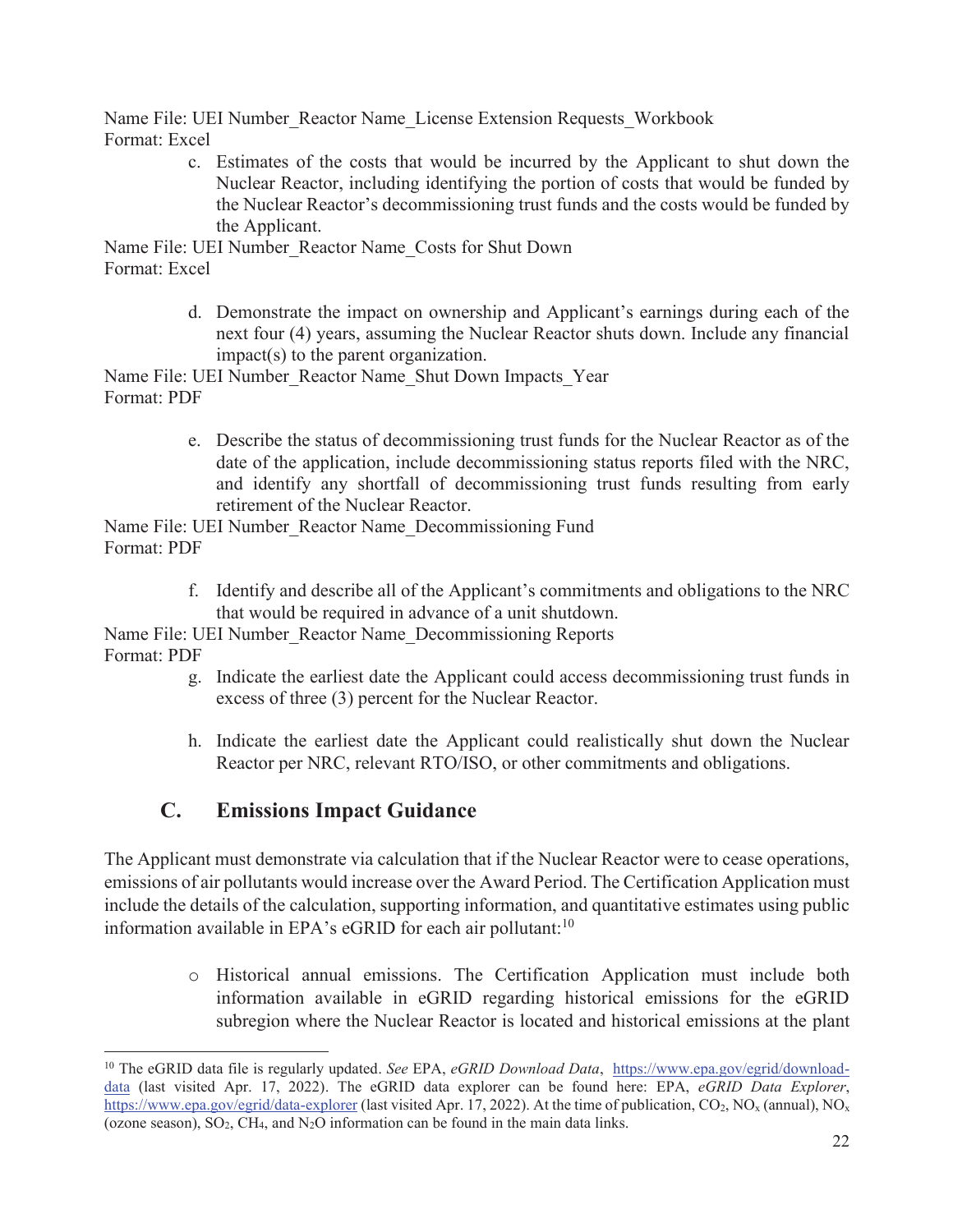Name File: UEI Number_Reactor Name_License Extension Requests_Workbook
Format: Excel

c. Estimates of the costs that would be incurred by the Applicant to shut down the Nuclear Reactor, including identifying the portion of costs that would be funded by the Nuclear Reactor's decommissioning trust funds and the costs would be funded by the Applicant.

Name File: UEI Number_Reactor Name_Costs for Shut Down
Format: Excel

d. Demonstrate the impact on ownership and Applicant's earnings during each of the next four (4) years, assuming the Nuclear Reactor shuts down. Include any financial impact(s) to the parent organization.

Name File: UEI Number_Reactor Name_Shut Down Impacts_Year
Format: PDF

e. Describe the status of decommissioning trust funds for the Nuclear Reactor as of the date of the application, include decommissioning status reports filed with the NRC, and identify any shortfall of decommissioning trust funds resulting from early retirement of the Nuclear Reactor.

Name File: UEI Number_Reactor Name_Decommissioning Fund
Format: PDF

f. Identify and describe all of the Applicant's commitments and obligations to the NRC that would be required in advance of a unit shutdown.

Name File: UEI Number_Reactor Name_Decommissioning Reports
Format: PDF

g. Indicate the earliest date the Applicant could access decommissioning trust funds in excess of three (3) percent for the Nuclear Reactor.

h. Indicate the earliest date the Applicant could realistically shut down the Nuclear Reactor per NRC, relevant RTO/ISO, or other commitments and obligations.

## C. Emissions Impact Guidance

The Applicant must demonstrate via calculation that if the Nuclear Reactor were to cease operations, emissions of air pollutants would increase over the Award Period. The Certification Application must include the details of the calculation, supporting information, and quantitative estimates using public information available in EPA's eGRID for each air pollutant:[10]

- Historical annual emissions. The Certification Application must include both information available in eGRID regarding historical emissions for the eGRID subregion where the Nuclear Reactor is located and historical emissions at the plant

[10] The eGRID data file is regularly updated. *See* EPA, *eGRID Download Data*, https://www.epa.gov/egrid/download-data (last visited Apr. 17, 2022). The eGRID data explorer can be found here: EPA, *eGRID Data Explorer*, https://www.epa.gov/egrid/data-explorer (last visited Apr. 17, 2022). At the time of publication, $CO_2$, $NO_x$ (annual), $NO_x$ (ozone season), $SO_2$, $CH_4$, and $N_2O$ information can be found in the main data links.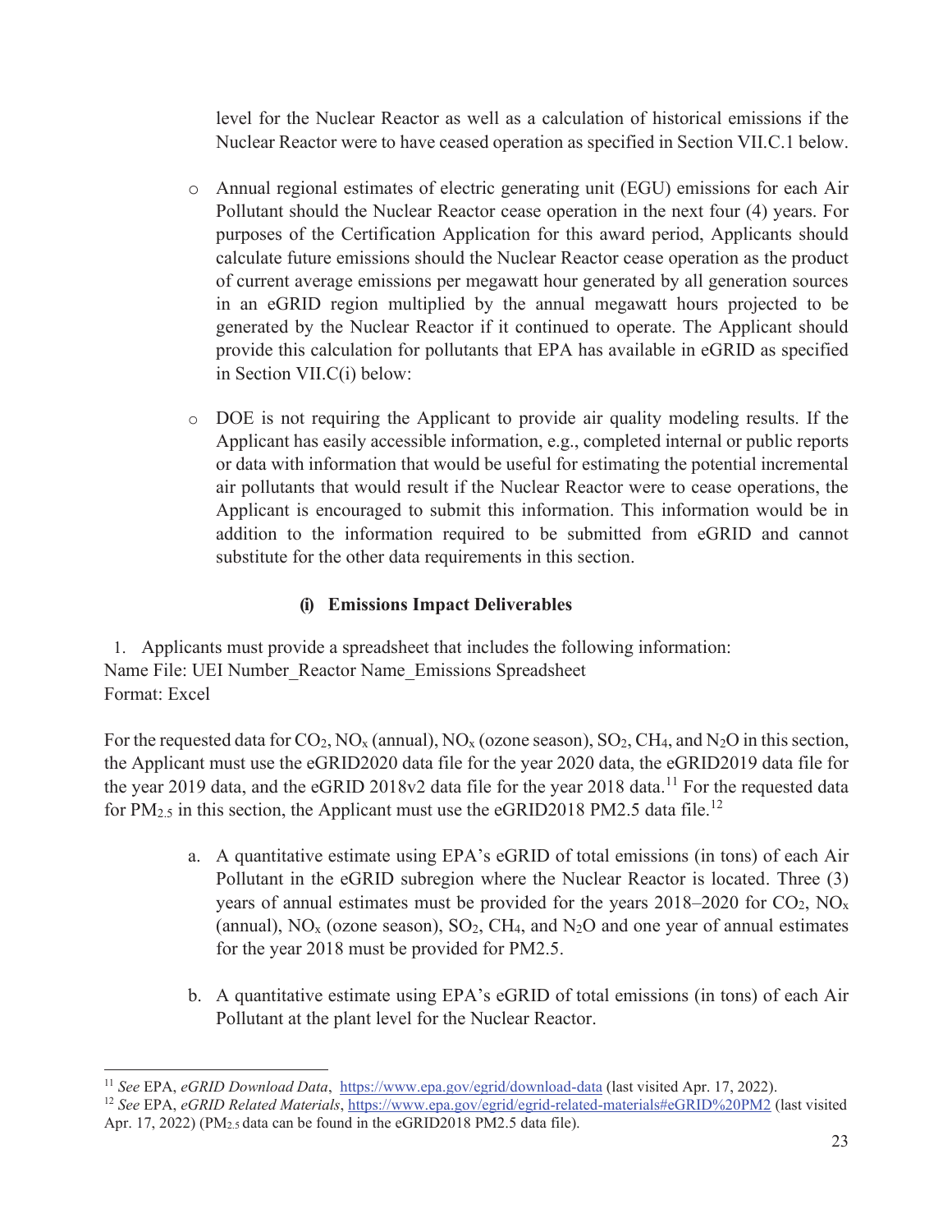level for the Nuclear Reactor as well as a calculation of historical emissions if the Nuclear Reactor were to have ceased operation as specified in Section VII.C.1 below.

- Annual regional estimates of electric generating unit (EGU) emissions for each Air Pollutant should the Nuclear Reactor cease operation in the next four (4) years. For purposes of the Certification Application for this award period, Applicants should calculate future emissions should the Nuclear Reactor cease operation as the product of current average emissions per megawatt hour generated by all generation sources in an eGRID region multiplied by the annual megawatt hours projected to be generated by the Nuclear Reactor if it continued to operate. The Applicant should provide this calculation for pollutants that EPA has available in eGRID as specified in Section VII.C(i) below:

- DOE is not requiring the Applicant to provide air quality modeling results. If the Applicant has easily accessible information, e.g., completed internal or public reports or data with information that would be useful for estimating the potential incremental air pollutants that would result if the Nuclear Reactor were to cease operations, the Applicant is encouraged to submit this information. This information would be in addition to the information required to be submitted from eGRID and cannot substitute for the other data requirements in this section.

### (i) Emissions Impact Deliverables

1. Applicants must provide a spreadsheet that includes the following information:
Name File: UEI Number_Reactor Name_Emissions Spreadsheet
Format: Excel

For the requested data for $CO_2$, $NO_x$ (annual), $NO_x$ (ozone season), $SO_2$, $CH_4$, and $N_2O$ in this section, the Applicant must use the eGRID2020 data file for the year 2020 data, the eGRID2019 data file for the year 2019 data, and the eGRID 2018v2 data file for the year 2018 data.[11] For the requested data for $PM_{2.5}$ in this section, the Applicant must use the eGRID2018 PM2.5 data file.[12]

a. A quantitative estimate using EPA's eGRID of total emissions (in tons) of each Air Pollutant in the eGRID subregion where the Nuclear Reactor is located. Three (3) years of annual estimates must be provided for the years 2018–2020 for $CO_2$, $NO_x$ (annual), $NO_x$ (ozone season), $SO_2$, $CH_4$, and $N_2O$ and one year of annual estimates for the year 2018 must be provided for PM2.5.

b. A quantitative estimate using EPA's eGRID of total emissions (in tons) of each Air Pollutant at the plant level for the Nuclear Reactor.

---

[11] *See* EPA, *eGRID Download Data*, https://www.epa.gov/egrid/download-data (last visited Apr. 17, 2022).

[12] *See* EPA, *eGRID Related Materials*, https://www.epa.gov/egrid/egrid-related-materials#eGRID%20PM2 (last visited Apr. 17, 2022) ($PM_{2.5}$ data can be found in the eGRID2018 PM2.5 data file).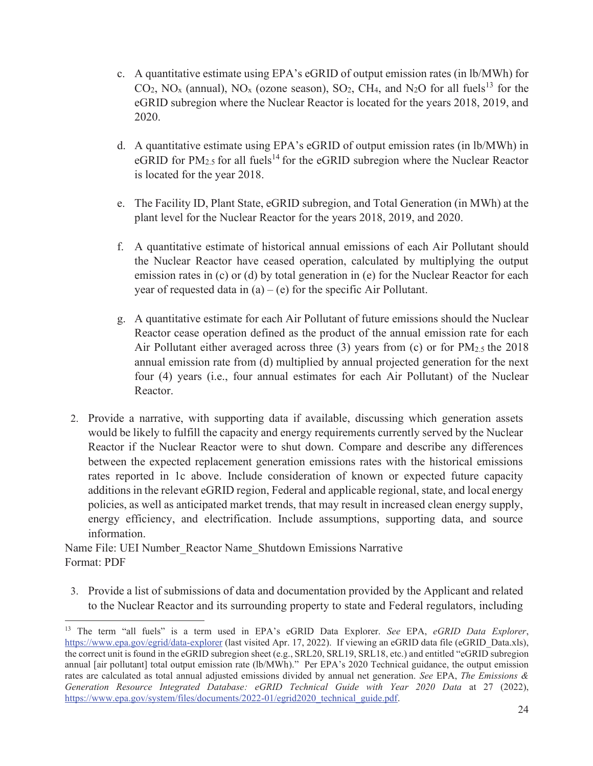c. A quantitative estimate using EPA's eGRID of output emission rates (in lb/MWh) for $CO_2$, $NO_x$ (annual), $NO_x$ (ozone season), $SO_2$, $CH_4$, and $N_2O$ for all fuels[13] for the eGRID subregion where the Nuclear Reactor is located for the years 2018, 2019, and 2020.

d. A quantitative estimate using EPA's eGRID of output emission rates (in lb/MWh) in eGRID for $PM_{2.5}$ for all fuels[14] for the eGRID subregion where the Nuclear Reactor is located for the year 2018.

e. The Facility ID, Plant State, eGRID subregion, and Total Generation (in MWh) at the plant level for the Nuclear Reactor for the years 2018, 2019, and 2020.

f. A quantitative estimate of historical annual emissions of each Air Pollutant should the Nuclear Reactor have ceased operation, calculated by multiplying the output emission rates in (c) or (d) by total generation in (e) for the Nuclear Reactor for each year of requested data in (a) – (e) for the specific Air Pollutant.

g. A quantitative estimate for each Air Pollutant of future emissions should the Nuclear Reactor cease operation defined as the product of the annual emission rate for each Air Pollutant either averaged across three (3) years from (c) or for $PM_{2.5}$ the 2018 annual emission rate from (d) multiplied by annual projected generation for the next four (4) years (i.e., four annual estimates for each Air Pollutant) of the Nuclear Reactor.

2. Provide a narrative, with supporting data if available, discussing which generation assets would be likely to fulfill the capacity and energy requirements currently served by the Nuclear Reactor if the Nuclear Reactor were to shut down. Compare and describe any differences between the expected replacement generation emissions rates with the historical emissions rates reported in 1c above. Include consideration of known or expected future capacity additions in the relevant eGRID region, Federal and applicable regional, state, and local energy policies, as well as anticipated market trends, that may result in increased clean energy supply, energy efficiency, and electrification. Include assumptions, supporting data, and source information.

Name File: UEI Number_Reactor Name_Shutdown Emissions Narrative
Format: PDF

3. Provide a list of submissions of data and documentation provided by the Applicant and related to the Nuclear Reactor and its surrounding property to state and Federal regulators, including

---

[13] The term "all fuels" is a term used in EPA's eGRID Data Explorer. *See* EPA, *eGRID Data Explorer*, https://www.epa.gov/egrid/data-explorer (last visited Apr. 17, 2022). If viewing an eGRID data file (eGRID_Data.xls), the correct unit is found in the eGRID subregion sheet (e.g., SRL20, SRL19, SRL18, etc.) and entitled "eGRID subregion annual [air pollutant] total output emission rate (lb/MWh)." Per EPA's 2020 Technical guidance, the output emission rates are calculated as total annual adjusted emissions divided by annual net generation. *See* EPA, *The Emissions & Generation Resource Integrated Database: eGRID Technical Guide with Year 2020 Data* at 27 (2022), https://www.epa.gov/system/files/documents/2022-01/egrid2020_technical_guide.pdf.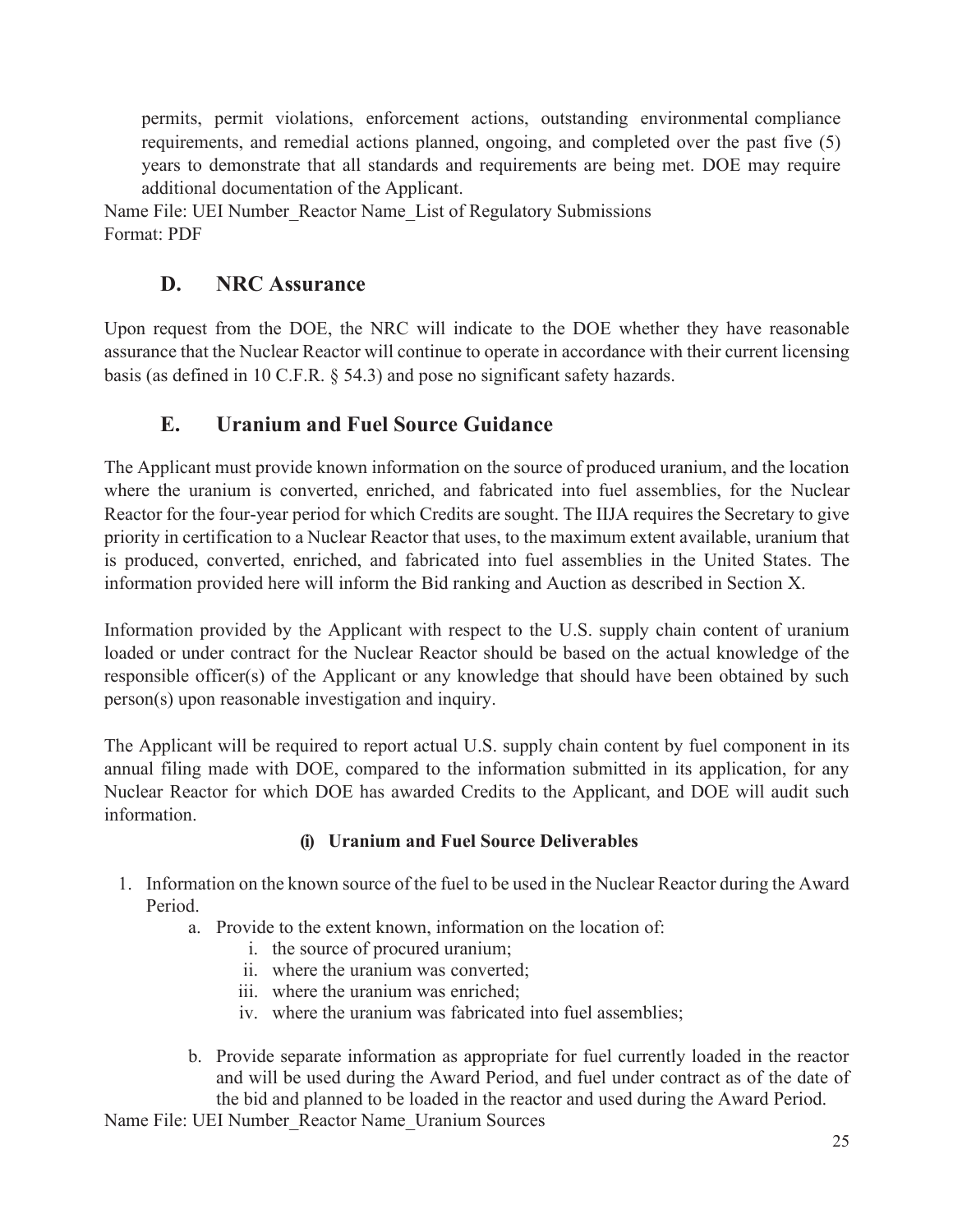permits, permit violations, enforcement actions, outstanding environmental compliance requirements, and remedial actions planned, ongoing, and completed over the past five (5) years to demonstrate that all standards and requirements are being met. DOE may require additional documentation of the Applicant.

Name File: UEI Number_Reactor Name_List of Regulatory Submissions
Format: PDF

## D. NRC Assurance

Upon request from the DOE, the NRC will indicate to the DOE whether they have reasonable assurance that the Nuclear Reactor will continue to operate in accordance with their current licensing basis (as defined in 10 C.F.R. § 54.3) and pose no significant safety hazards.

## E. Uranium and Fuel Source Guidance

The Applicant must provide known information on the source of produced uranium, and the location where the uranium is converted, enriched, and fabricated into fuel assemblies, for the Nuclear Reactor for the four-year period for which Credits are sought. The IIJA requires the Secretary to give priority in certification to a Nuclear Reactor that uses, to the maximum extent available, uranium that is produced, converted, enriched, and fabricated into fuel assemblies in the United States. The information provided here will inform the Bid ranking and Auction as described in Section X.

Information provided by the Applicant with respect to the U.S. supply chain content of uranium loaded or under contract for the Nuclear Reactor should be based on the actual knowledge of the responsible officer(s) of the Applicant or any knowledge that should have been obtained by such person(s) upon reasonable investigation and inquiry.

The Applicant will be required to report actual U.S. supply chain content by fuel component in its annual filing made with DOE, compared to the information submitted in its application, for any Nuclear Reactor for which DOE has awarded Credits to the Applicant, and DOE will audit such information.

### (i) Uranium and Fuel Source Deliverables

1. Information on the known source of the fuel to be used in the Nuclear Reactor during the Award Period.
   a. Provide to the extent known, information on the location of:
      i. the source of procured uranium;
      ii. where the uranium was converted;
      iii. where the uranium was enriched;
      iv. where the uranium was fabricated into fuel assemblies;

   b. Provide separate information as appropriate for fuel currently loaded in the reactor and will be used during the Award Period, and fuel under contract as of the date of the bid and planned to be loaded in the reactor and used during the Award Period.

Name File: UEI Number_Reactor Name_Uranium Sources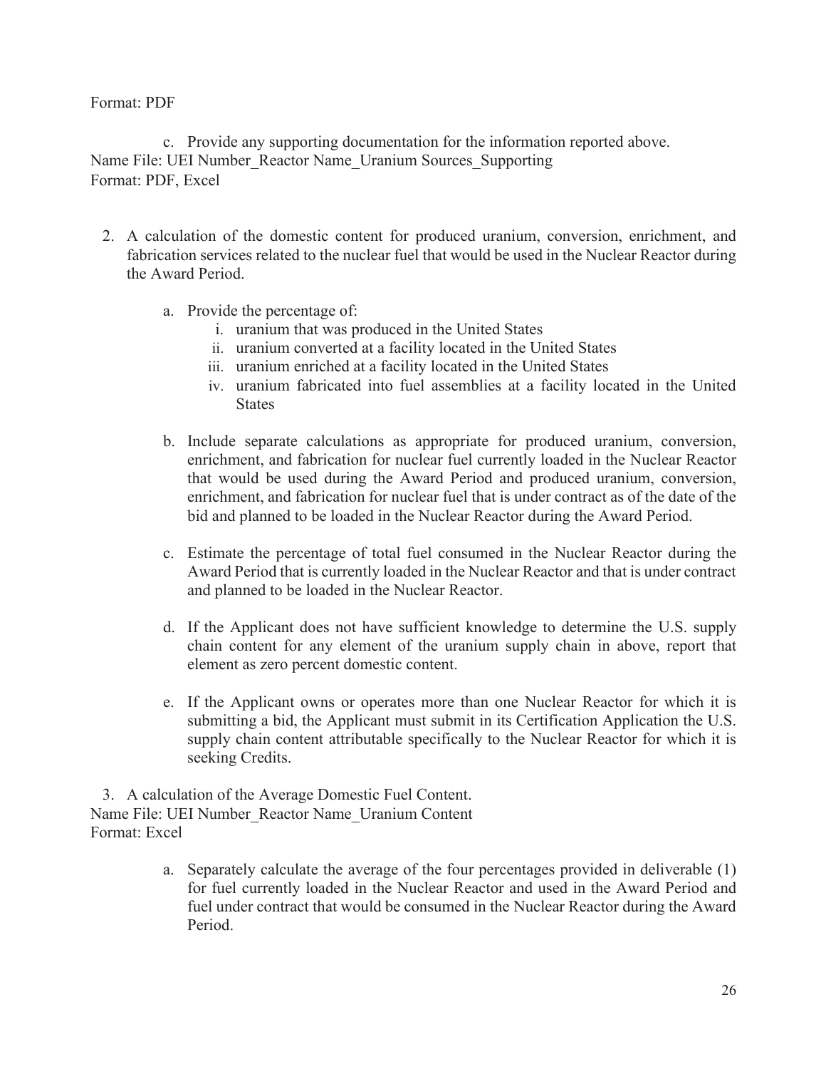Format: PDF

c. Provide any supporting documentation for the information reported above.

Name File: UEI Number_Reactor Name_Uranium Sources_Supporting
Format: PDF, Excel

2. A calculation of the domestic content for produced uranium, conversion, enrichment, and fabrication services related to the nuclear fuel that would be used in the Nuclear Reactor during the Award Period.

    a. Provide the percentage of:
        i. uranium that was produced in the United States
        ii. uranium converted at a facility located in the United States
        iii. uranium enriched at a facility located in the United States
        iv. uranium fabricated into fuel assemblies at a facility located in the United States

    b. Include separate calculations as appropriate for produced uranium, conversion, enrichment, and fabrication for nuclear fuel currently loaded in the Nuclear Reactor that would be used during the Award Period and produced uranium, conversion, enrichment, and fabrication for nuclear fuel that is under contract as of the date of the bid and planned to be loaded in the Nuclear Reactor during the Award Period.

    c. Estimate the percentage of total fuel consumed in the Nuclear Reactor during the Award Period that is currently loaded in the Nuclear Reactor and that is under contract and planned to be loaded in the Nuclear Reactor.

    d. If the Applicant does not have sufficient knowledge to determine the U.S. supply chain content for any element of the uranium supply chain in above, report that element as zero percent domestic content.

    e. If the Applicant owns or operates more than one Nuclear Reactor for which it is submitting a bid, the Applicant must submit in its Certification Application the U.S. supply chain content attributable specifically to the Nuclear Reactor for which it is seeking Credits.

3. A calculation of the Average Domestic Fuel Content.

Name File: UEI Number_Reactor Name_Uranium Content
Format: Excel

a. Separately calculate the average of the four percentages provided in deliverable (1) for fuel currently loaded in the Nuclear Reactor and used in the Award Period and fuel under contract that would be consumed in the Nuclear Reactor during the Award Period.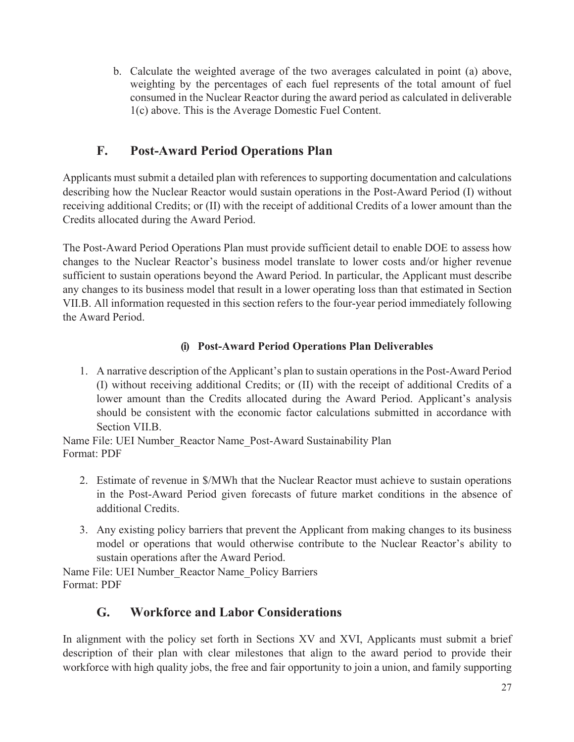b. Calculate the weighted average of the two averages calculated in point (a) above, weighting by the percentages of each fuel represents of the total amount of fuel consumed in the Nuclear Reactor during the award period as calculated in deliverable 1(c) above. This is the Average Domestic Fuel Content.

## F. Post-Award Period Operations Plan

Applicants must submit a detailed plan with references to supporting documentation and calculations describing how the Nuclear Reactor would sustain operations in the Post-Award Period (I) without receiving additional Credits; or (II) with the receipt of additional Credits of a lower amount than the Credits allocated during the Award Period.

The Post-Award Period Operations Plan must provide sufficient detail to enable DOE to assess how changes to the Nuclear Reactor's business model translate to lower costs and/or higher revenue sufficient to sustain operations beyond the Award Period. In particular, the Applicant must describe any changes to its business model that result in a lower operating loss than that estimated in Section VII.B. All information requested in this section refers to the four-year period immediately following the Award Period.

### (i) Post-Award Period Operations Plan Deliverables

1. A narrative description of the Applicant's plan to sustain operations in the Post-Award Period (I) without receiving additional Credits; or (II) with the receipt of additional Credits of a lower amount than the Credits allocated during the Award Period. Applicant's analysis should be consistent with the economic factor calculations submitted in accordance with Section VII.B.

Name File: UEI Number_Reactor Name_Post-Award Sustainability Plan
Format: PDF

2. Estimate of revenue in $/MWh that the Nuclear Reactor must achieve to sustain operations in the Post-Award Period given forecasts of future market conditions in the absence of additional Credits.
3. Any existing policy barriers that prevent the Applicant from making changes to its business model or operations that would otherwise contribute to the Nuclear Reactor's ability to sustain operations after the Award Period.

Name File: UEI Number_Reactor Name_Policy Barriers
Format: PDF

## G. Workforce and Labor Considerations

In alignment with the policy set forth in Sections XV and XVI, Applicants must submit a brief description of their plan with clear milestones that align to the award period to provide their workforce with high quality jobs, the free and fair opportunity to join a union, and family supporting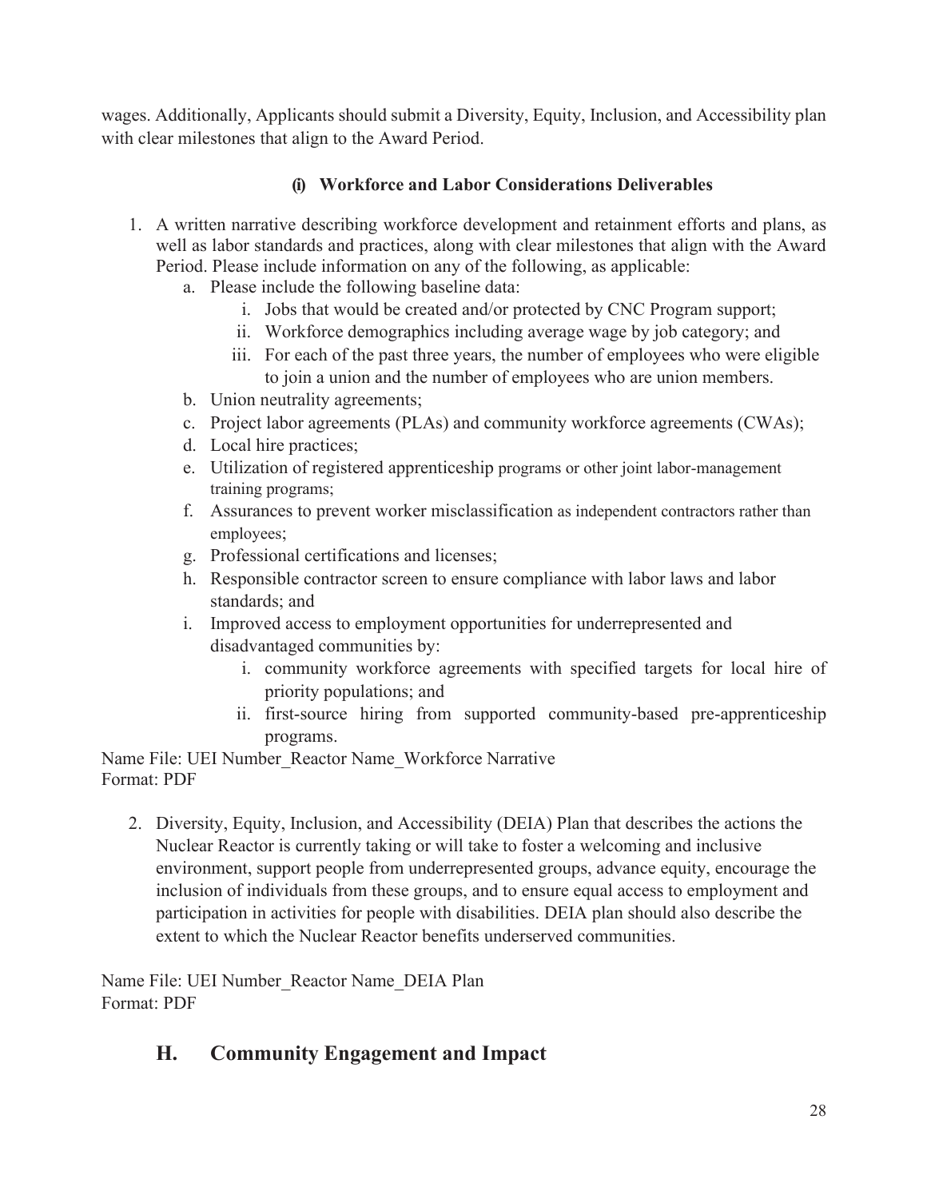wages. Additionally, Applicants should submit a Diversity, Equity, Inclusion, and Accessibility plan with clear milestones that align to the Award Period.

#### (i) Workforce and Labor Considerations Deliverables

1. A written narrative describing workforce development and retainment efforts and plans, as well as labor standards and practices, along with clear milestones that align with the Award Period. Please include information on any of the following, as applicable:
   a. Please include the following baseline data:
      i. Jobs that would be created and/or protected by CNC Program support;
      ii. Workforce demographics including average wage by job category; and
      iii. For each of the past three years, the number of employees who were eligible to join a union and the number of employees who are union members.

   b. Union neutrality agreements;
   c. Project labor agreements (PLAs) and community workforce agreements (CWAs);
   d. Local hire practices;
   e. Utilization of registered apprenticeship programs or other joint labor-management training programs;
   f. Assurances to prevent worker misclassification as independent contractors rather than employees;
   g. Professional certifications and licenses;
   h. Responsible contractor screen to ensure compliance with labor laws and labor standards; and
   i. Improved access to employment opportunities for underrepresented and disadvantaged communities by:
      i. community workforce agreements with specified targets for local hire of priority populations; and
      ii. first-source hiring from supported community-based pre-apprenticeship programs.

Name File: UEI Number_Reactor Name_Workforce Narrative
Format: PDF

2. Diversity, Equity, Inclusion, and Accessibility (DEIA) Plan that describes the actions the Nuclear Reactor is currently taking or will take to foster a welcoming and inclusive environment, support people from underrepresented groups, advance equity, encourage the inclusion of individuals from these groups, and to ensure equal access to employment and participation in activities for people with disabilities. DEIA plan should also describe the extent to which the Nuclear Reactor benefits underserved communities.

Name File: UEI Number_Reactor Name_DEIA Plan
Format: PDF

## H. Community Engagement and Impact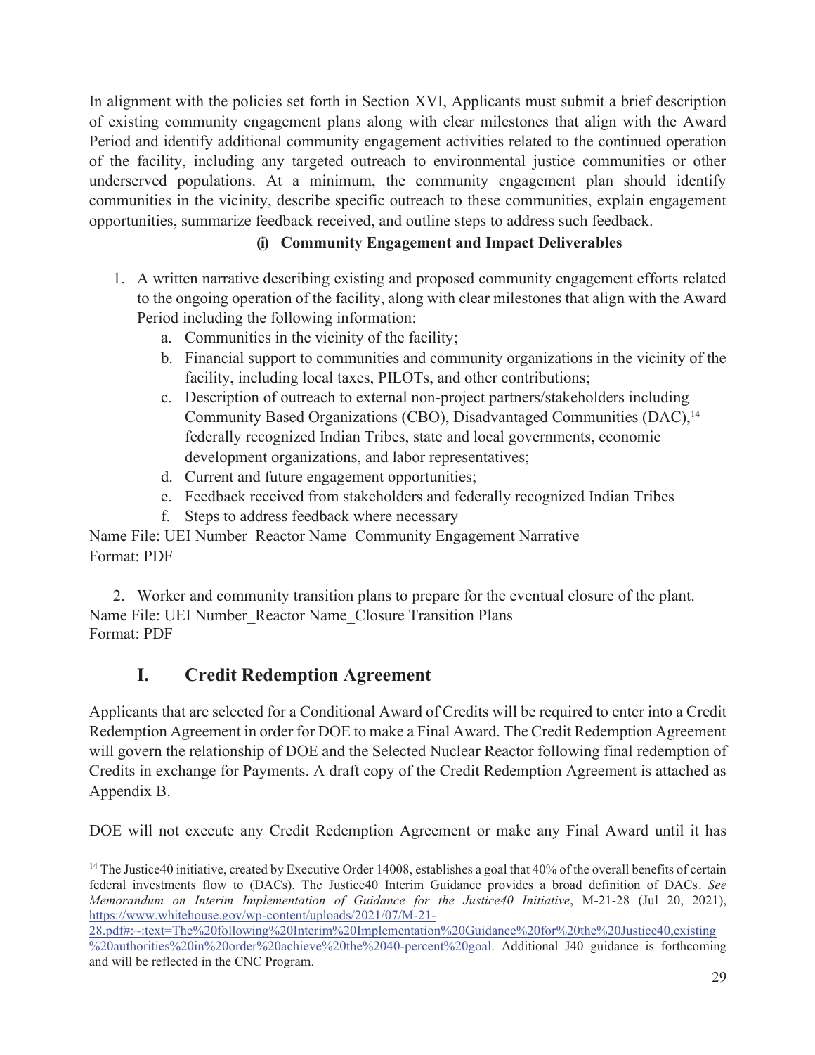In alignment with the policies set forth in Section XVI, Applicants must submit a brief description of existing community engagement plans along with clear milestones that align with the Award Period and identify additional community engagement activities related to the continued operation of the facility, including any targeted outreach to environmental justice communities or other underserved populations. At a minimum, the community engagement plan should identify communities in the vicinity, describe specific outreach to these communities, explain engagement opportunities, summarize feedback received, and outline steps to address such feedback.

**(i) Community Engagement and Impact Deliverables**

1. A written narrative describing existing and proposed community engagement efforts related to the ongoing operation of the facility, along with clear milestones that align with the Award Period including the following information:
   a. Communities in the vicinity of the facility;
   b. Financial support to communities and community organizations in the vicinity of the facility, including local taxes, PILOTs, and other contributions;
   c. Description of outreach to external non-project partners/stakeholders including Community Based Organizations (CBO), Disadvantaged Communities (DAC),[14] federally recognized Indian Tribes, state and local governments, economic development organizations, and labor representatives;
   d. Current and future engagement opportunities;
   e. Feedback received from stakeholders and federally recognized Indian Tribes
   f. Steps to address feedback where necessary

Name File: UEI Number_Reactor Name_Community Engagement Narrative
Format: PDF

2. Worker and community transition plans to prepare for the eventual closure of the plant.

Name File: UEI Number_Reactor Name_Closure Transition Plans
Format: PDF

## I. Credit Redemption Agreement

Applicants that are selected for a Conditional Award of Credits will be required to enter into a Credit Redemption Agreement in order for DOE to make a Final Award. The Credit Redemption Agreement will govern the relationship of DOE and the Selected Nuclear Reactor following final redemption of Credits in exchange for Payments. A draft copy of the Credit Redemption Agreement is attached as Appendix B.

DOE will not execute any Credit Redemption Agreement or make any Final Award until it has

---

[14] The Justice40 initiative, created by Executive Order 14008, establishes a goal that 40% of the overall benefits of certain federal investments flow to (DACs). The Justice40 Interim Guidance provides a broad definition of DACs. *See Memorandum on Interim Implementation of Guidance for the Justice40 Initiative*, M-21-28 (Jul 20, 2021), https://www.whitehouse.gov/wp-content/uploads/2021/07/M-21-28.pdf#:~:text=The%20following%20Interim%20Implementation%20Guidance%20for%20the%20Justice40,existing%20authorities%20in%20order%20achieve%20the%2040-percent%20goal. Additional J40 guidance is forthcoming and will be reflected in the CNC Program.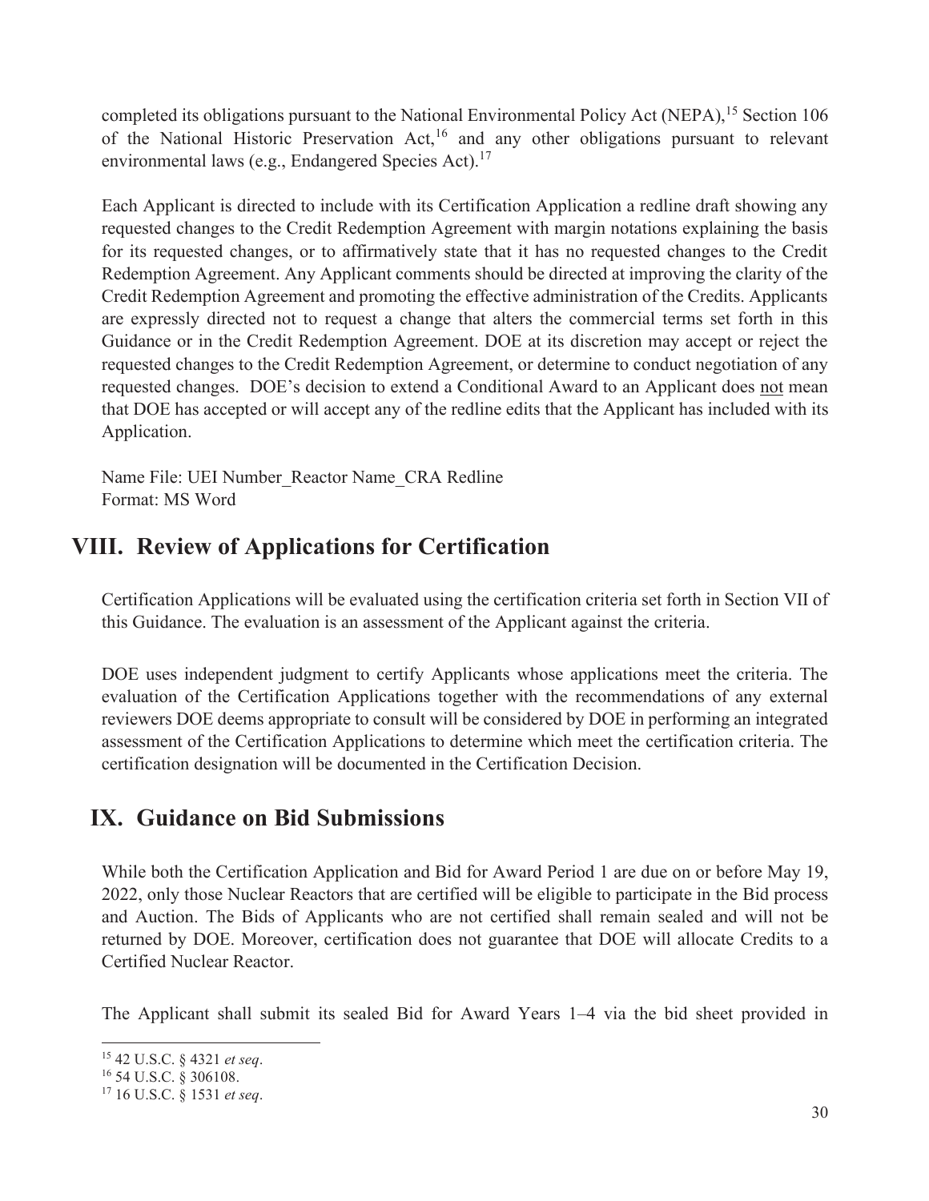completed its obligations pursuant to the National Environmental Policy Act (NEPA),[15] Section 106 of the National Historic Preservation Act,[16] and any other obligations pursuant to relevant environmental laws (e.g., Endangered Species Act).[17]

Each Applicant is directed to include with its Certification Application a redline draft showing any requested changes to the Credit Redemption Agreement with margin notations explaining the basis for its requested changes, or to affirmatively state that it has no requested changes to the Credit Redemption Agreement. Any Applicant comments should be directed at improving the clarity of the Credit Redemption Agreement and promoting the effective administration of the Credits. Applicants are expressly directed not to request a change that alters the commercial terms set forth in this Guidance or in the Credit Redemption Agreement. DOE at its discretion may accept or reject the requested changes to the Credit Redemption Agreement, or determine to conduct negotiation of any requested changes. DOE's decision to extend a Conditional Award to an Applicant does not mean that DOE has accepted or will accept any of the redline edits that the Applicant has included with its Application.

Name File: UEI Number_Reactor Name_CRA Redline
Format: MS Word

## VIII. Review of Applications for Certification

Certification Applications will be evaluated using the certification criteria set forth in Section VII of this Guidance. The evaluation is an assessment of the Applicant against the criteria.

DOE uses independent judgment to certify Applicants whose applications meet the criteria. The evaluation of the Certification Applications together with the recommendations of any external reviewers DOE deems appropriate to consult will be considered by DOE in performing an integrated assessment of the Certification Applications to determine which meet the certification criteria. The certification designation will be documented in the Certification Decision.

## IX. Guidance on Bid Submissions

While both the Certification Application and Bid for Award Period 1 are due on or before May 19, 2022, only those Nuclear Reactors that are certified will be eligible to participate in the Bid process and Auction. The Bids of Applicants who are not certified shall remain sealed and will not be returned by DOE. Moreover, certification does not guarantee that DOE will allocate Credits to a Certified Nuclear Reactor.

The Applicant shall submit its sealed Bid for Award Years 1–4 via the bid sheet provided in

[15] 42 U.S.C. § 4321 *et seq*.
[16] 54 U.S.C. § 306108.
[17] 16 U.S.C. § 1531 *et seq*.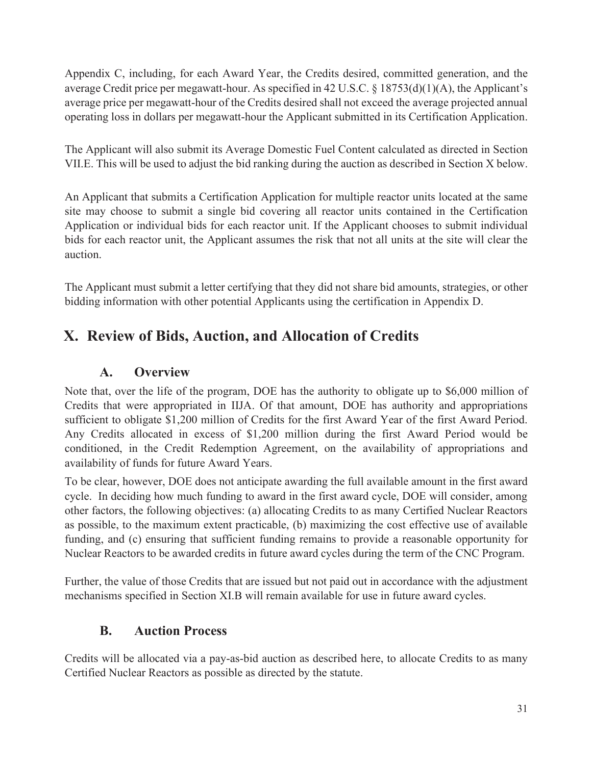Appendix C, including, for each Award Year, the Credits desired, committed generation, and the average Credit price per megawatt-hour. As specified in 42 U.S.C. § 18753(d)(1)(A), the Applicant's average price per megawatt-hour of the Credits desired shall not exceed the average projected annual operating loss in dollars per megawatt-hour the Applicant submitted in its Certification Application.

The Applicant will also submit its Average Domestic Fuel Content calculated as directed in Section VII.E. This will be used to adjust the bid ranking during the auction as described in Section X below.

An Applicant that submits a Certification Application for multiple reactor units located at the same site may choose to submit a single bid covering all reactor units contained in the Certification Application or individual bids for each reactor unit. If the Applicant chooses to submit individual bids for each reactor unit, the Applicant assumes the risk that not all units at the site will clear the auction.

The Applicant must submit a letter certifying that they did not share bid amounts, strategies, or other bidding information with other potential Applicants using the certification in Appendix D.

# X. Review of Bids, Auction, and Allocation of Credits

## A. Overview

Note that, over the life of the program, DOE has the authority to obligate up to $6,000 million of Credits that were appropriated in IIJA. Of that amount, DOE has authority and appropriations sufficient to obligate $1,200 million of Credits for the first Award Year of the first Award Period. Any Credits allocated in excess of $1,200 million during the first Award Period would be conditioned, in the Credit Redemption Agreement, on the availability of appropriations and availability of funds for future Award Years.

To be clear, however, DOE does not anticipate awarding the full available amount in the first award cycle. In deciding how much funding to award in the first award cycle, DOE will consider, among other factors, the following objectives: (a) allocating Credits to as many Certified Nuclear Reactors as possible, to the maximum extent practicable, (b) maximizing the cost effective use of available funding, and (c) ensuring that sufficient funding remains to provide a reasonable opportunity for Nuclear Reactors to be awarded credits in future award cycles during the term of the CNC Program.

Further, the value of those Credits that are issued but not paid out in accordance with the adjustment mechanisms specified in Section XI.B will remain available for use in future award cycles.

## B. Auction Process

Credits will be allocated via a pay-as-bid auction as described here, to allocate Credits to as many Certified Nuclear Reactors as possible as directed by the statute.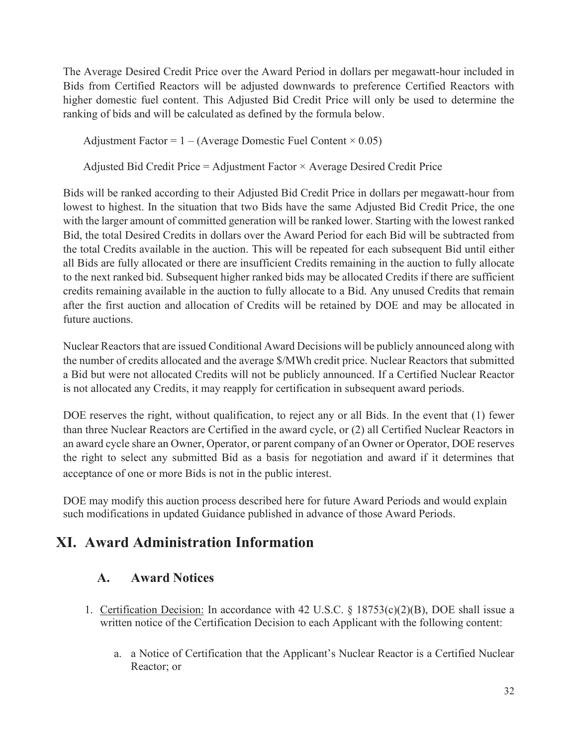The Average Desired Credit Price over the Award Period in dollars per megawatt-hour included in Bids from Certified Reactors will be adjusted downwards to preference Certified Reactors with higher domestic fuel content. This Adjusted Bid Credit Price will only be used to determine the ranking of bids and will be calculated as defined by the formula below.

Adjustment Factor = 1 – (Average Domestic Fuel Content × 0.05)

Adjusted Bid Credit Price = Adjustment Factor × Average Desired Credit Price

Bids will be ranked according to their Adjusted Bid Credit Price in dollars per megawatt-hour from lowest to highest. In the situation that two Bids have the same Adjusted Bid Credit Price, the one with the larger amount of committed generation will be ranked lower. Starting with the lowest ranked Bid, the total Desired Credits in dollars over the Award Period for each Bid will be subtracted from the total Credits available in the auction. This will be repeated for each subsequent Bid until either all Bids are fully allocated or there are insufficient Credits remaining in the auction to fully allocate to the next ranked bid. Subsequent higher ranked bids may be allocated Credits if there are sufficient credits remaining available in the auction to fully allocate to a Bid. Any unused Credits that remain after the first auction and allocation of Credits will be retained by DOE and may be allocated in future auctions.

Nuclear Reactors that are issued Conditional Award Decisions will be publicly announced along with the number of credits allocated and the average $/MWh credit price. Nuclear Reactors that submitted a Bid but were not allocated Credits will not be publicly announced. If a Certified Nuclear Reactor is not allocated any Credits, it may reapply for certification in subsequent award periods.

DOE reserves the right, without qualification, to reject any or all Bids. In the event that (1) fewer than three Nuclear Reactors are Certified in the award cycle, or (2) all Certified Nuclear Reactors in an award cycle share an Owner, Operator, or parent company of an Owner or Operator, DOE reserves the right to select any submitted Bid as a basis for negotiation and award if it determines that acceptance of one or more Bids is not in the public interest.

DOE may modify this auction process described here for future Award Periods and would explain such modifications in updated Guidance published in advance of those Award Periods.

# XI. Award Administration Information

## A. Award Notices

1. Certification Decision: In accordance with 42 U.S.C. § 18753(c)(2)(B), DOE shall issue a written notice of the Certification Decision to each Applicant with the following content:

    a. a Notice of Certification that the Applicant's Nuclear Reactor is a Certified Nuclear Reactor; or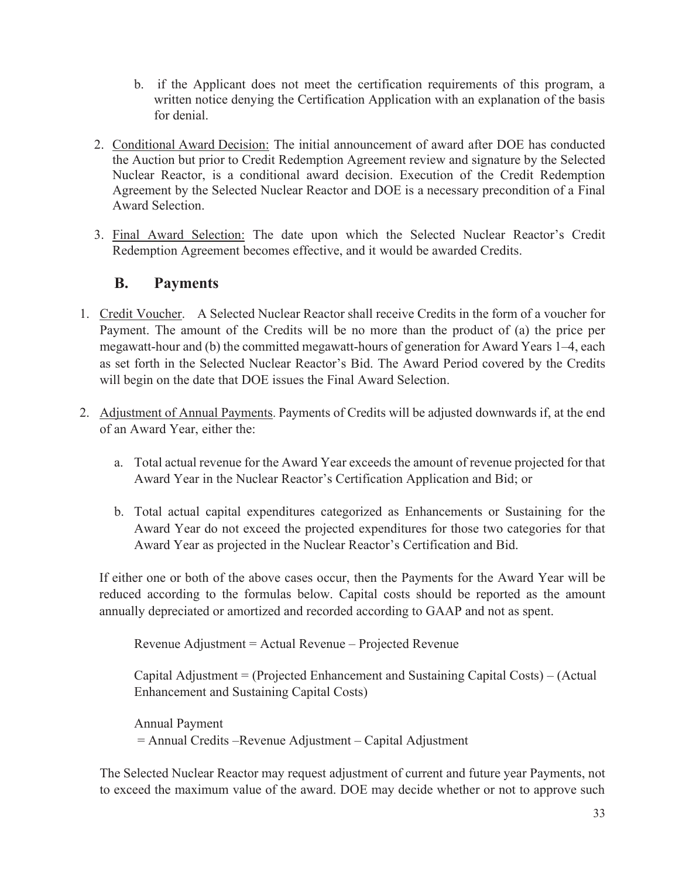b. if the Applicant does not meet the certification requirements of this program, a written notice denying the Certification Application with an explanation of the basis for denial.

2. Conditional Award Decision: The initial announcement of award after DOE has conducted the Auction but prior to Credit Redemption Agreement review and signature by the Selected Nuclear Reactor, is a conditional award decision. Execution of the Credit Redemption Agreement by the Selected Nuclear Reactor and DOE is a necessary precondition of a Final Award Selection.

3. Final Award Selection: The date upon which the Selected Nuclear Reactor's Credit Redemption Agreement becomes effective, and it would be awarded Credits.

## B. Payments

1. Credit Voucher. A Selected Nuclear Reactor shall receive Credits in the form of a voucher for Payment. The amount of the Credits will be no more than the product of (a) the price per megawatt-hour and (b) the committed megawatt-hours of generation for Award Years 1–4, each as set forth in the Selected Nuclear Reactor's Bid. The Award Period covered by the Credits will begin on the date that DOE issues the Final Award Selection.

2. Adjustment of Annual Payments. Payments of Credits will be adjusted downwards if, at the end of an Award Year, either the:

   a. Total actual revenue for the Award Year exceeds the amount of revenue projected for that Award Year in the Nuclear Reactor's Certification Application and Bid; or

   b. Total actual capital expenditures categorized as Enhancements or Sustaining for the Award Year do not exceed the projected expenditures for those two categories for that Award Year as projected in the Nuclear Reactor's Certification and Bid.

   If either one or both of the above cases occur, then the Payments for the Award Year will be reduced according to the formulas below. Capital costs should be reported as the amount annually depreciated or amortized and recorded according to GAAP and not as spent.

   Revenue Adjustment = Actual Revenue – Projected Revenue

   Capital Adjustment = (Projected Enhancement and Sustaining Capital Costs) – (Actual Enhancement and Sustaining Capital Costs)

   Annual Payment
   = Annual Credits –Revenue Adjustment – Capital Adjustment

   The Selected Nuclear Reactor may request adjustment of current and future year Payments, not to exceed the maximum value of the award. DOE may decide whether or not to approve such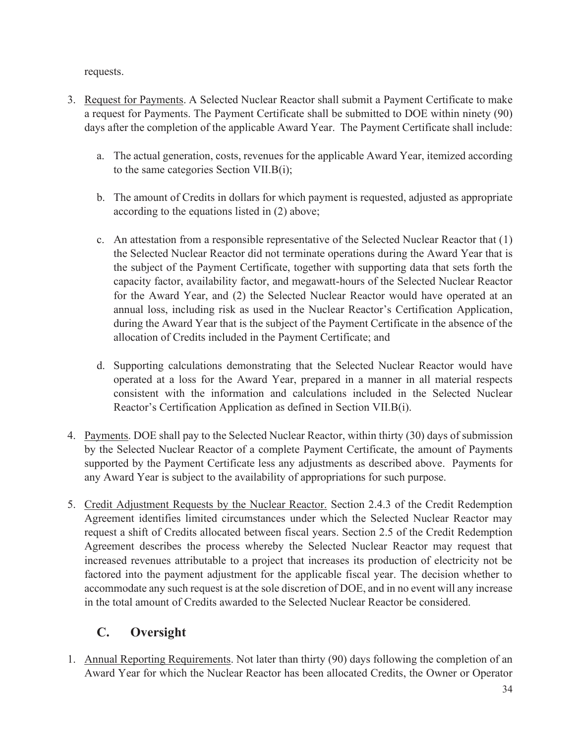requests.

3. Request for Payments. A Selected Nuclear Reactor shall submit a Payment Certificate to make a request for Payments. The Payment Certificate shall be submitted to DOE within ninety (90) days after the completion of the applicable Award Year. The Payment Certificate shall include:

    a. The actual generation, costs, revenues for the applicable Award Year, itemized according to the same categories Section VII.B(i);

    b. The amount of Credits in dollars for which payment is requested, adjusted as appropriate according to the equations listed in (2) above;

    c. An attestation from a responsible representative of the Selected Nuclear Reactor that (1) the Selected Nuclear Reactor did not terminate operations during the Award Year that is the subject of the Payment Certificate, together with supporting data that sets forth the capacity factor, availability factor, and megawatt-hours of the Selected Nuclear Reactor for the Award Year, and (2) the Selected Nuclear Reactor would have operated at an annual loss, including risk as used in the Nuclear Reactor's Certification Application, during the Award Year that is the subject of the Payment Certificate in the absence of the allocation of Credits included in the Payment Certificate; and

    d. Supporting calculations demonstrating that the Selected Nuclear Reactor would have operated at a loss for the Award Year, prepared in a manner in all material respects consistent with the information and calculations included in the Selected Nuclear Reactor's Certification Application as defined in Section VII.B(i).

4. Payments. DOE shall pay to the Selected Nuclear Reactor, within thirty (30) days of submission by the Selected Nuclear Reactor of a complete Payment Certificate, the amount of Payments supported by the Payment Certificate less any adjustments as described above. Payments for any Award Year is subject to the availability of appropriations for such purpose.

5. Credit Adjustment Requests by the Nuclear Reactor. Section 2.4.3 of the Credit Redemption Agreement identifies limited circumstances under which the Selected Nuclear Reactor may request a shift of Credits allocated between fiscal years. Section 2.5 of the Credit Redemption Agreement describes the process whereby the Selected Nuclear Reactor may request that increased revenues attributable to a project that increases its production of electricity not be factored into the payment adjustment for the applicable fiscal year. The decision whether to accommodate any such request is at the sole discretion of DOE, and in no event will any increase in the total amount of Credits awarded to the Selected Nuclear Reactor be considered.

## C. Oversight

1. Annual Reporting Requirements. Not later than thirty (90) days following the completion of an Award Year for which the Nuclear Reactor has been allocated Credits, the Owner or Operator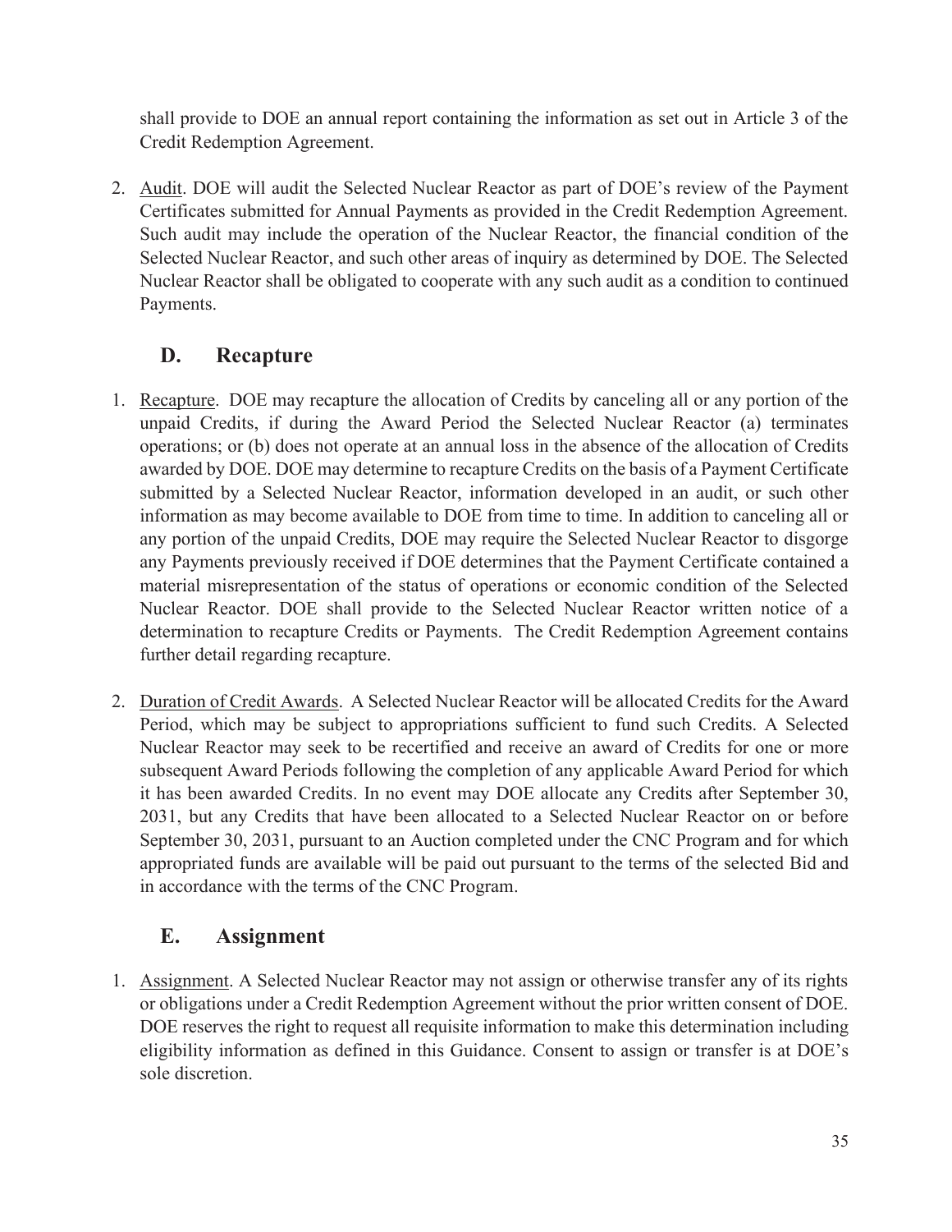shall provide to DOE an annual report containing the information as set out in Article 3 of the Credit Redemption Agreement.

2. Audit. DOE will audit the Selected Nuclear Reactor as part of DOE's review of the Payment Certificates submitted for Annual Payments as provided in the Credit Redemption Agreement. Such audit may include the operation of the Nuclear Reactor, the financial condition of the Selected Nuclear Reactor, and such other areas of inquiry as determined by DOE. The Selected Nuclear Reactor shall be obligated to cooperate with any such audit as a condition to continued Payments.

## D. Recapture

1. Recapture. DOE may recapture the allocation of Credits by canceling all or any portion of the unpaid Credits, if during the Award Period the Selected Nuclear Reactor (a) terminates operations; or (b) does not operate at an annual loss in the absence of the allocation of Credits awarded by DOE. DOE may determine to recapture Credits on the basis of a Payment Certificate submitted by a Selected Nuclear Reactor, information developed in an audit, or such other information as may become available to DOE from time to time. In addition to canceling all or any portion of the unpaid Credits, DOE may require the Selected Nuclear Reactor to disgorge any Payments previously received if DOE determines that the Payment Certificate contained a material misrepresentation of the status of operations or economic condition of the Selected Nuclear Reactor. DOE shall provide to the Selected Nuclear Reactor written notice of a determination to recapture Credits or Payments. The Credit Redemption Agreement contains further detail regarding recapture.

2. Duration of Credit Awards. A Selected Nuclear Reactor will be allocated Credits for the Award Period, which may be subject to appropriations sufficient to fund such Credits. A Selected Nuclear Reactor may seek to be recertified and receive an award of Credits for one or more subsequent Award Periods following the completion of any applicable Award Period for which it has been awarded Credits. In no event may DOE allocate any Credits after September 30, 2031, but any Credits that have been allocated to a Selected Nuclear Reactor on or before September 30, 2031, pursuant to an Auction completed under the CNC Program and for which appropriated funds are available will be paid out pursuant to the terms of the selected Bid and in accordance with the terms of the CNC Program.

## E. Assignment

1. Assignment. A Selected Nuclear Reactor may not assign or otherwise transfer any of its rights or obligations under a Credit Redemption Agreement without the prior written consent of DOE. DOE reserves the right to request all requisite information to make this determination including eligibility information as defined in this Guidance. Consent to assign or transfer is at DOE's sole discretion.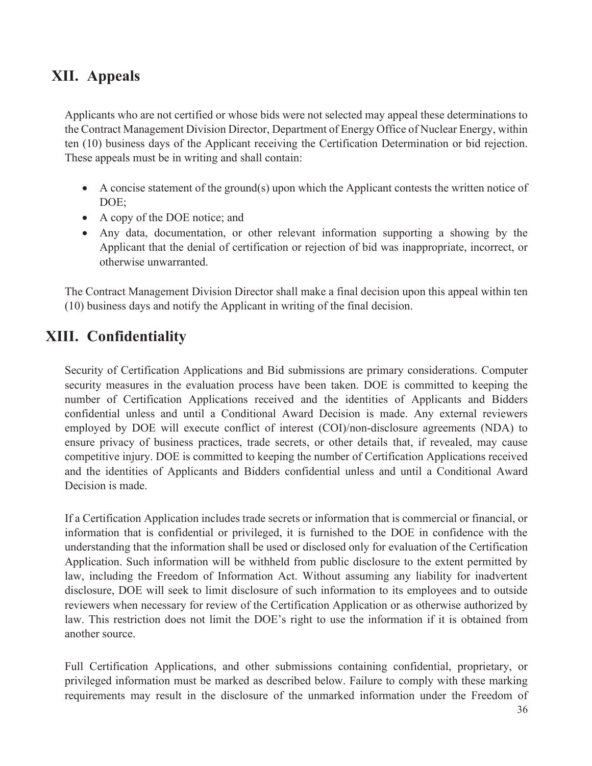## XII. Appeals

Applicants who are not certified or whose bids were not selected may appeal these determinations to the Contract Management Division Director, Department of Energy Office of Nuclear Energy, within ten (10) business days of the Applicant receiving the Certification Determination or bid rejection. These appeals must be in writing and shall contain:

- A concise statement of the ground(s) upon which the Applicant contests the written notice of DOE;
- A copy of the DOE notice; and
- Any data, documentation, or other relevant information supporting a showing by the Applicant that the denial of certification or rejection of bid was inappropriate, incorrect, or otherwise unwarranted.

The Contract Management Division Director shall make a final decision upon this appeal within ten (10) business days and notify the Applicant in writing of the final decision.

## XIII. Confidentiality

Security of Certification Applications and Bid submissions are primary considerations. Computer security measures in the evaluation process have been taken. DOE is committed to keeping the number of Certification Applications received and the identities of Applicants and Bidders confidential unless and until a Conditional Award Decision is made. Any external reviewers employed by DOE will execute conflict of interest (COI)/non-disclosure agreements (NDA) to ensure privacy of business practices, trade secrets, or other details that, if revealed, may cause competitive injury. DOE is committed to keeping the number of Certification Applications received and the identities of Applicants and Bidders confidential unless and until a Conditional Award Decision is made.

If a Certification Application includes trade secrets or information that is commercial or financial, or information that is confidential or privileged, it is furnished to the DOE in confidence with the understanding that the information shall be used or disclosed only for evaluation of the Certification Application. Such information will be withheld from public disclosure to the extent permitted by law, including the Freedom of Information Act. Without assuming any liability for inadvertent disclosure, DOE will seek to limit disclosure of such information to its employees and to outside reviewers when necessary for review of the Certification Application or as otherwise authorized by law. This restriction does not limit the DOE's right to use the information if it is obtained from another source.

Full Certification Applications, and other submissions containing confidential, proprietary, or privileged information must be marked as described below. Failure to comply with these marking requirements may result in the disclosure of the unmarked information under the Freedom of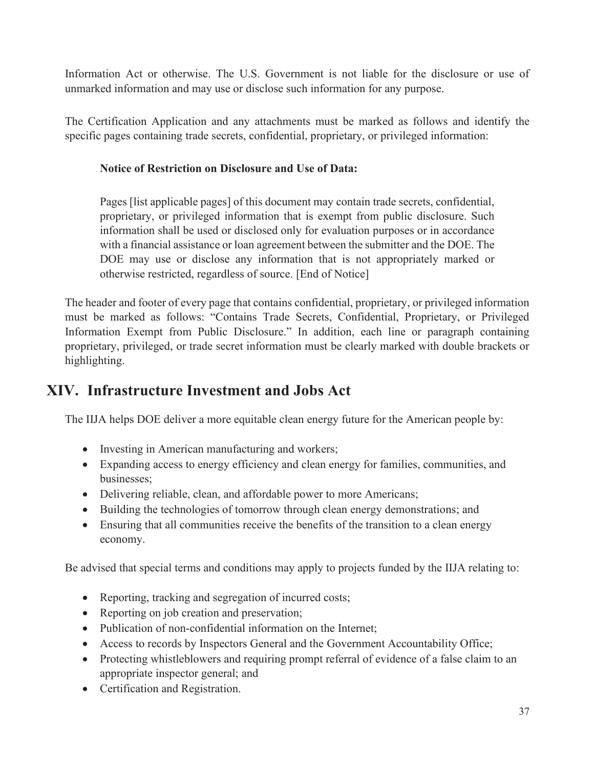Information Act or otherwise. The U.S. Government is not liable for the disclosure or use of unmarked information and may use or disclose such information for any purpose.

The Certification Application and any attachments must be marked as follows and identify the specific pages containing trade secrets, confidential, proprietary, or privileged information:

> **Notice of Restriction on Disclosure and Use of Data:**
>
> Pages [list applicable pages] of this document may contain trade secrets, confidential, proprietary, or privileged information that is exempt from public disclosure. Such information shall be used or disclosed only for evaluation purposes or in accordance with a financial assistance or loan agreement between the submitter and the DOE. The DOE may use or disclose any information that is not appropriately marked or otherwise restricted, regardless of source. [End of Notice]

The header and footer of every page that contains confidential, proprietary, or privileged information must be marked as follows: "Contains Trade Secrets, Confidential, Proprietary, or Privileged Information Exempt from Public Disclosure." In addition, each line or paragraph containing proprietary, privileged, or trade secret information must be clearly marked with double brackets or highlighting.

## XIV. Infrastructure Investment and Jobs Act

The IIJA helps DOE deliver a more equitable clean energy future for the American people by:

- Investing in American manufacturing and workers;
- Expanding access to energy efficiency and clean energy for families, communities, and businesses;
- Delivering reliable, clean, and affordable power to more Americans;
- Building the technologies of tomorrow through clean energy demonstrations; and
- Ensuring that all communities receive the benefits of the transition to a clean energy economy.

Be advised that special terms and conditions may apply to projects funded by the IIJA relating to:

- Reporting, tracking and segregation of incurred costs;
- Reporting on job creation and preservation;
- Publication of non-confidential information on the Internet;
- Access to records by Inspectors General and the Government Accountability Office;
- Protecting whistleblowers and requiring prompt referral of evidence of a false claim to an appropriate inspector general; and
- Certification and Registration.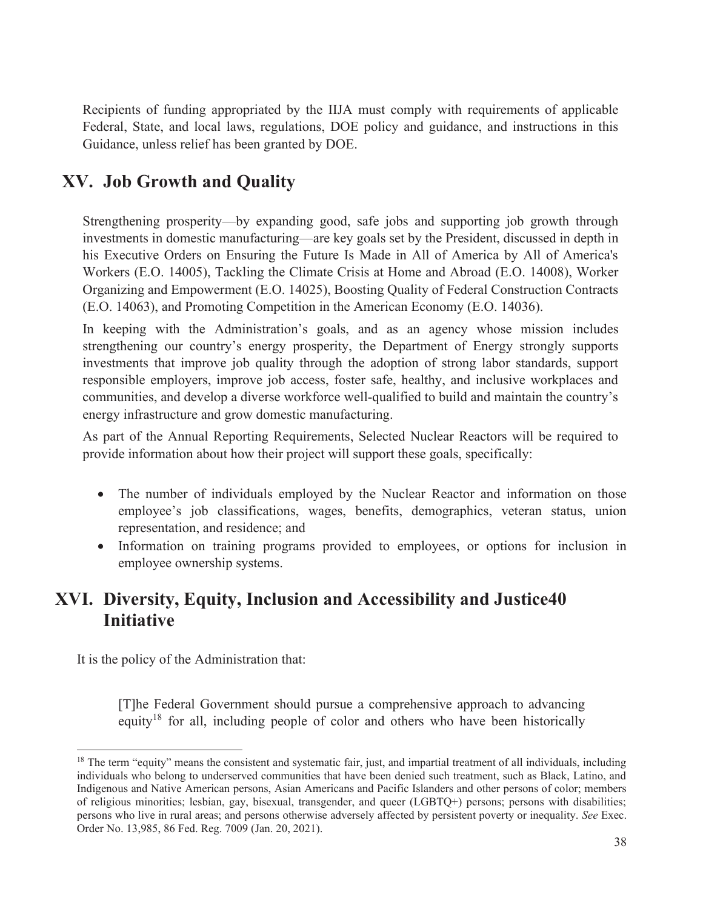Recipients of funding appropriated by the IIJA must comply with requirements of applicable Federal, State, and local laws, regulations, DOE policy and guidance, and instructions in this Guidance, unless relief has been granted by DOE.

## XV. Job Growth and Quality

Strengthening prosperity—by expanding good, safe jobs and supporting job growth through investments in domestic manufacturing—are key goals set by the President, discussed in depth in his Executive Orders on Ensuring the Future Is Made in All of America by All of America's Workers (E.O. 14005), Tackling the Climate Crisis at Home and Abroad (E.O. 14008), Worker Organizing and Empowerment (E.O. 14025), Boosting Quality of Federal Construction Contracts (E.O. 14063), and Promoting Competition in the American Economy (E.O. 14036).

In keeping with the Administration's goals, and as an agency whose mission includes strengthening our country's energy prosperity, the Department of Energy strongly supports investments that improve job quality through the adoption of strong labor standards, support responsible employers, improve job access, foster safe, healthy, and inclusive workplaces and communities, and develop a diverse workforce well-qualified to build and maintain the country's energy infrastructure and grow domestic manufacturing.

As part of the Annual Reporting Requirements, Selected Nuclear Reactors will be required to provide information about how their project will support these goals, specifically:

- The number of individuals employed by the Nuclear Reactor and information on those employee's job classifications, wages, benefits, demographics, veteran status, union representation, and residence; and
- Information on training programs provided to employees, or options for inclusion in employee ownership systems.

## XVI. Diversity, Equity, Inclusion and Accessibility and Justice40 Initiative

It is the policy of the Administration that:

> [T]he Federal Government should pursue a comprehensive approach to advancing equity[18] for all, including people of color and others who have been historically

[18] The term "equity" means the consistent and systematic fair, just, and impartial treatment of all individuals, including individuals who belong to underserved communities that have been denied such treatment, such as Black, Latino, and Indigenous and Native American persons, Asian Americans and Pacific Islanders and other persons of color; members of religious minorities; lesbian, gay, bisexual, transgender, and queer (LGBTQ+) persons; persons with disabilities; persons who live in rural areas; and persons otherwise adversely affected by persistent poverty or inequality. *See* Exec. Order No. 13,985, 86 Fed. Reg. 7009 (Jan. 20, 2021).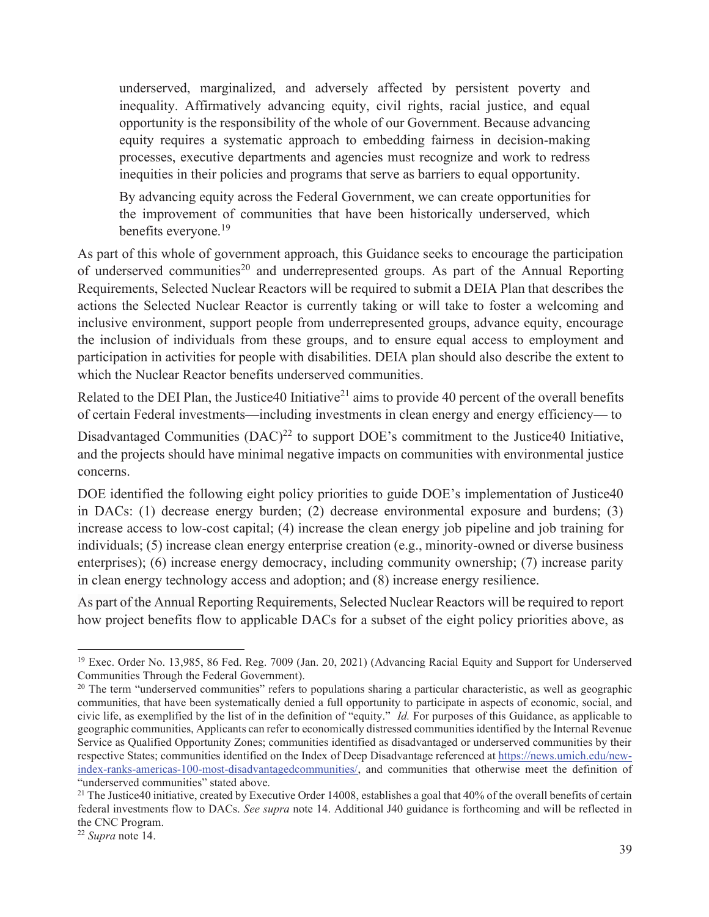> underserved, marginalized, and adversely affected by persistent poverty and inequality. Affirmatively advancing equity, civil rights, racial justice, and equal opportunity is the responsibility of the whole of our Government. Because advancing equity requires a systematic approach to embedding fairness in decision-making processes, executive departments and agencies must recognize and work to redress inequities in their policies and programs that serve as barriers to equal opportunity.
>
> By advancing equity across the Federal Government, we can create opportunities for the improvement of communities that have been historically underserved, which benefits everyone.[19]

As part of this whole of government approach, this Guidance seeks to encourage the participation of underserved communities[20] and underrepresented groups. As part of the Annual Reporting Requirements, Selected Nuclear Reactors will be required to submit a DEIA Plan that describes the actions the Selected Nuclear Reactor is currently taking or will take to foster a welcoming and inclusive environment, support people from underrepresented groups, advance equity, encourage the inclusion of individuals from these groups, and to ensure equal access to employment and participation in activities for people with disabilities. DEIA plan should also describe the extent to which the Nuclear Reactor benefits underserved communities.

Related to the DEI Plan, the Justice40 Initiative[21] aims to provide 40 percent of the overall benefits of certain Federal investments—including investments in clean energy and energy efficiency— to Disadvantaged Communities (DAC)[22] to support DOE's commitment to the Justice40 Initiative, and the projects should have minimal negative impacts on communities with environmental justice concerns.

DOE identified the following eight policy priorities to guide DOE's implementation of Justice40 in DACs: (1) decrease energy burden; (2) decrease environmental exposure and burdens; (3) increase access to low-cost capital; (4) increase the clean energy job pipeline and job training for individuals; (5) increase clean energy enterprise creation (e.g., minority-owned or diverse business enterprises); (6) increase energy democracy, including community ownership; (7) increase parity in clean energy technology access and adoption; and (8) increase energy resilience.

As part of the Annual Reporting Requirements, Selected Nuclear Reactors will be required to report how project benefits flow to applicable DACs for a subset of the eight policy priorities above, as

---

[19] Exec. Order No. 13,985, 86 Fed. Reg. 7009 (Jan. 20, 2021) (Advancing Racial Equity and Support for Underserved Communities Through the Federal Government).

[20] The term "underserved communities" refers to populations sharing a particular characteristic, as well as geographic communities, that have been systematically denied a full opportunity to participate in aspects of economic, social, and civic life, as exemplified by the list of in the definition of "equity." *Id.* For purposes of this Guidance, as applicable to geographic communities, Applicants can refer to economically distressed communities identified by the Internal Revenue Service as Qualified Opportunity Zones; communities identified as disadvantaged or underserved communities by their respective States; communities identified on the Index of Deep Disadvantage referenced at https://news.umich.edu/new-index-ranks-americas-100-most-disadvantagedcommunities/, and communities that otherwise meet the definition of "underserved communities" stated above.

[21] The Justice40 initiative, created by Executive Order 14008, establishes a goal that 40% of the overall benefits of certain federal investments flow to DACs. *See supra* note 14. Additional J40 guidance is forthcoming and will be reflected in the CNC Program.

[22] *Supra* note 14.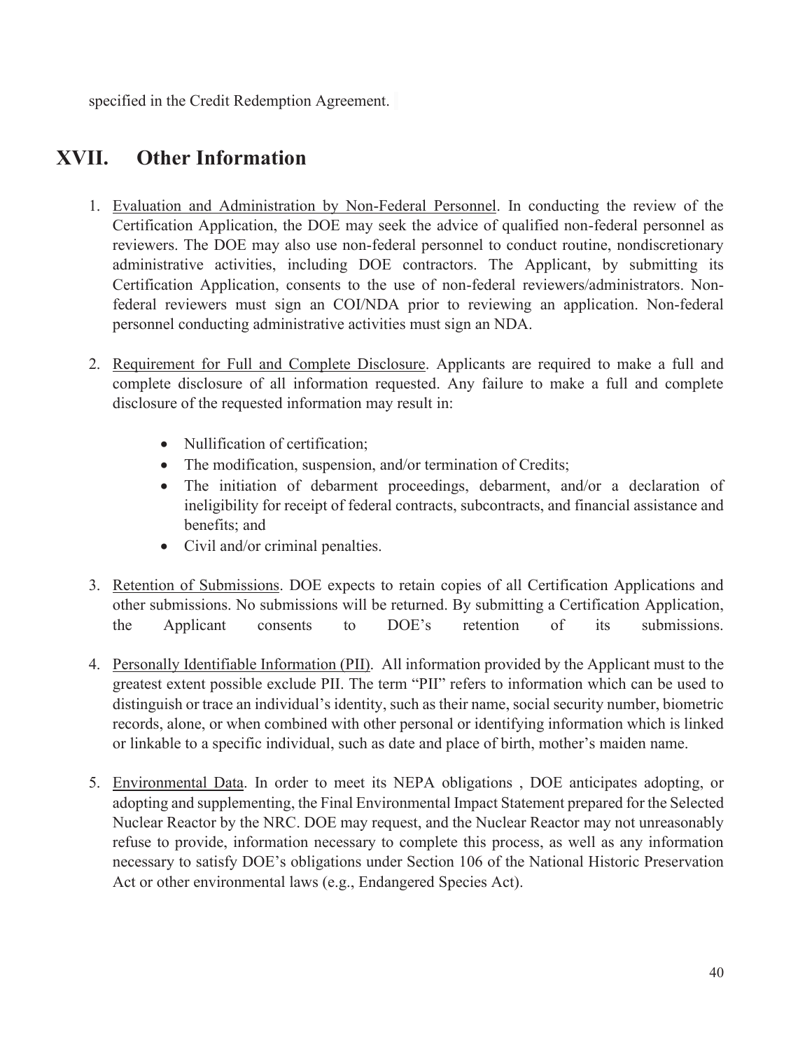specified in the Credit Redemption Agreement.

## XVII. Other Information

1. Evaluation and Administration by Non-Federal Personnel. In conducting the review of the Certification Application, the DOE may seek the advice of qualified non-federal personnel as reviewers. The DOE may also use non-federal personnel to conduct routine, nondiscretionary administrative activities, including DOE contractors. The Applicant, by submitting its Certification Application, consents to the use of non-federal reviewers/administrators. Non-federal reviewers must sign an COI/NDA prior to reviewing an application. Non-federal personnel conducting administrative activities must sign an NDA.

2. Requirement for Full and Complete Disclosure. Applicants are required to make a full and complete disclosure of all information requested. Any failure to make a full and complete disclosure of the requested information may result in:

   - Nullification of certification;
   - The modification, suspension, and/or termination of Credits;
   - The initiation of debarment proceedings, debarment, and/or a declaration of ineligibility for receipt of federal contracts, subcontracts, and financial assistance and benefits; and
   - Civil and/or criminal penalties.

3. Retention of Submissions. DOE expects to retain copies of all Certification Applications and other submissions. No submissions will be returned. By submitting a Certification Application, the Applicant consents to DOE's retention of its submissions.

4. Personally Identifiable Information (PII). All information provided by the Applicant must to the greatest extent possible exclude PII. The term "PII" refers to information which can be used to distinguish or trace an individual's identity, such as their name, social security number, biometric records, alone, or when combined with other personal or identifying information which is linked or linkable to a specific individual, such as date and place of birth, mother's maiden name.

5. Environmental Data. In order to meet its NEPA obligations , DOE anticipates adopting, or adopting and supplementing, the Final Environmental Impact Statement prepared for the Selected Nuclear Reactor by the NRC. DOE may request, and the Nuclear Reactor may not unreasonably refuse to provide, information necessary to complete this process, as well as any information necessary to satisfy DOE's obligations under Section 106 of the National Historic Preservation Act or other environmental laws (e.g., Endangered Species Act).